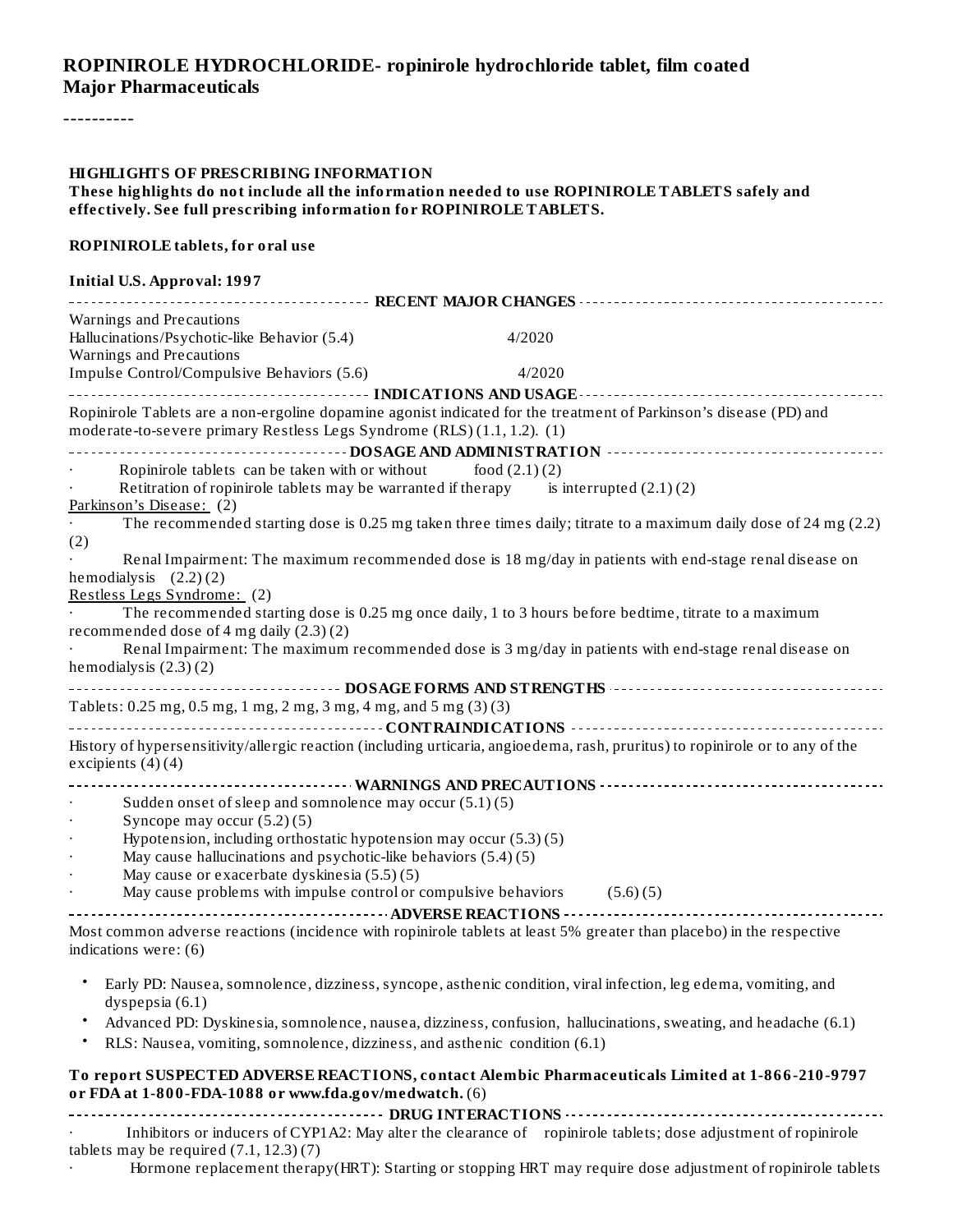**ROPINIROLE HYDROCHLORIDE- ropinirole hydrochloride tablet, film coated**
**Major Pharmaceuticals**

----------

**HIGHLIGHTS OF PRESCRIBING INFORMATION**
**These highlights do not include all the information needed to use ROPINIROLE TABLETS safely and effectively. See full prescribing information for ROPINIROLE TABLETS.**

**ROPINIROLE tablets, for oral use**

**Initial U.S. Approval: 1997**

**RECENT MAJOR CHANGES**

Warnings and Precautions
Hallucinations/Psychotic-like Behavior (5.4) 4/2020
Warnings and Precautions
Impulse Control/Compulsive Behaviors (5.6) 4/2020

**INDICATIONS AND USAGE**

Ropinirole Tablets are a non-ergoline dopamine agonist indicated for the treatment of Parkinson's disease (PD) and moderate-to-severe primary Restless Legs Syndrome (RLS) (1.1, 1.2). (1)

**DOSAGE AND ADMINISTRATION**

- Ropinirole tablets can be taken with or without food (2.1) (2)
- Retitration of ropinirole tablets may be warranted if therapy is interrupted (2.1) (2)

Parkinson's Disease: (2)

- The recommended starting dose is 0.25 mg taken three times daily; titrate to a maximum daily dose of 24 mg (2.2) (2)
- Renal Impairment: The maximum recommended dose is 18 mg/day in patients with end-stage renal disease on hemodialysis (2.2) (2)

Restless Legs Syndrome: (2)

- The recommended starting dose is 0.25 mg once daily, 1 to 3 hours before bedtime, titrate to a maximum recommended dose of 4 mg daily (2.3) (2)
- Renal Impairment: The maximum recommended dose is 3 mg/day in patients with end-stage renal disease on hemodialysis (2.3) (2)

**DOSAGE FORMS AND STRENGTHS**

Tablets: 0.25 mg, 0.5 mg, 1 mg, 2 mg, 3 mg, 4 mg, and 5 mg (3) (3)

**CONTRAINDICATIONS**

History of hypersensitivity/allergic reaction (including urticaria, angioedema, rash, pruritus) to ropinirole or to any of the excipients (4) (4)

**WARNINGS AND PRECAUTIONS**

- Sudden onset of sleep and somnolence may occur (5.1) (5)
- Syncope may occur (5.2) (5)
- Hypotension, including orthostatic hypotension may occur (5.3) (5)
- May cause hallucinations and psychotic-like behaviors (5.4) (5)
- May cause or exacerbate dyskinesia (5.5) (5)
- May cause problems with impulse control or compulsive behaviors (5.6) (5)

**ADVERSE REACTIONS**

Most common adverse reactions (incidence with ropinirole tablets at least 5% greater than placebo) in the respective indications were: (6)

- Early PD: Nausea, somnolence, dizziness, syncope, asthenic condition, viral infection, leg edema, vomiting, and dyspepsia (6.1)
- Advanced PD: Dyskinesia, somnolence, nausea, dizziness, confusion, hallucinations, sweating, and headache (6.1)
- RLS: Nausea, vomiting, somnolence, dizziness, and asthenic condition (6.1)

**To report SUSPECTED ADVERSE REACTIONS, contact Alembic Pharmaceuticals Limited at 1-866-210-9797 or FDA at 1-800-FDA-1088 or www.fda.gov/medwatch.** (6)

**DRUG INTERACTIONS**

- Inhibitors or inducers of CYP1A2: May alter the clearance of ropinirole tablets; dose adjustment of ropinirole tablets may be required (7.1, 12.3) (7)
- Hormone replacement therapy(HRT): Starting or stopping HRT may require dose adjustment of ropinirole tablets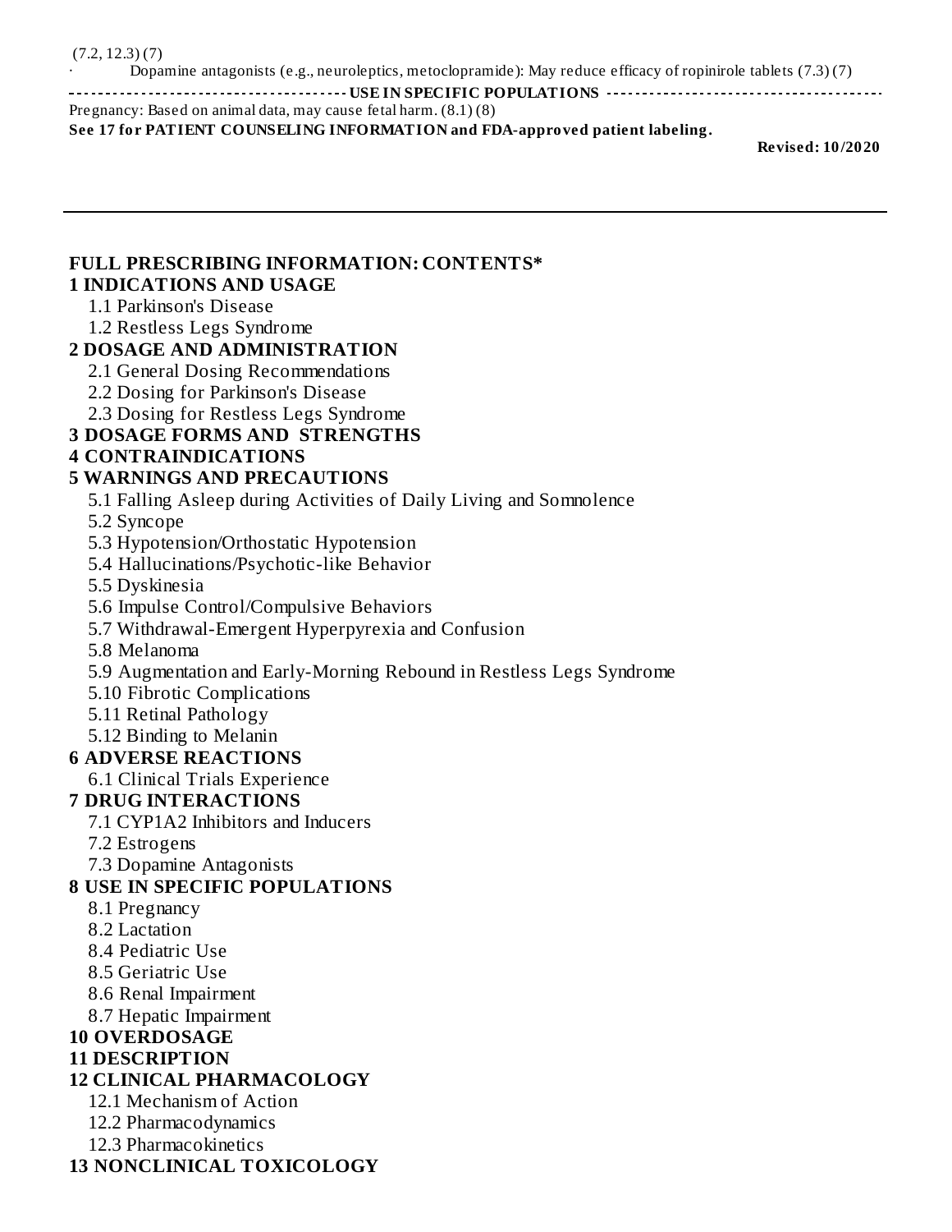(7.2, 12.3) (7)

· Dopamine antagonists (e.g., neuroleptics, metoclopramide): May reduce efficacy of ropinirole tablets (7.3) (7)

**USE IN SPECIFIC POPULATIONS**

Pregnancy: Based on animal data, may cause fetal harm. (8.1) (8)

**See 17 for PATIENT COUNSELING INFORMATION and FDA-approved patient labeling.**

**Revised: 10/2020**

---

## FULL PRESCRIBING INFORMATION: CONTENTS*

**1 INDICATIONS AND USAGE**
- 1.1 Parkinson's Disease
- 1.2 Restless Legs Syndrome

**2 DOSAGE AND ADMINISTRATION**
- 2.1 General Dosing Recommendations
- 2.2 Dosing for Parkinson's Disease
- 2.3 Dosing for Restless Legs Syndrome

**3 DOSAGE FORMS AND STRENGTHS**

**4 CONTRAINDICATIONS**

**5 WARNINGS AND PRECAUTIONS**
- 5.1 Falling Asleep during Activities of Daily Living and Somnolence
- 5.2 Syncope
- 5.3 Hypotension/Orthostatic Hypotension
- 5.4 Hallucinations/Psychotic-like Behavior
- 5.5 Dyskinesia
- 5.6 Impulse Control/Compulsive Behaviors
- 5.7 Withdrawal-Emergent Hyperpyrexia and Confusion
- 5.8 Melanoma
- 5.9 Augmentation and Early-Morning Rebound in Restless Legs Syndrome
- 5.10 Fibrotic Complications
- 5.11 Retinal Pathology
- 5.12 Binding to Melanin

**6 ADVERSE REACTIONS**
- 6.1 Clinical Trials Experience

**7 DRUG INTERACTIONS**
- 7.1 CYP1A2 Inhibitors and Inducers
- 7.2 Estrogens
- 7.3 Dopamine Antagonists

**8 USE IN SPECIFIC POPULATIONS**
- 8.1 Pregnancy
- 8.2 Lactation
- 8.4 Pediatric Use
- 8.5 Geriatric Use
- 8.6 Renal Impairment
- 8.7 Hepatic Impairment

**10 OVERDOSAGE**

**11 DESCRIPTION**

**12 CLINICAL PHARMACOLOGY**
- 12.1 Mechanism of Action
- 12.2 Pharmacodynamics
- 12.3 Pharmacokinetics

**13 NONCLINICAL TOXICOLOGY**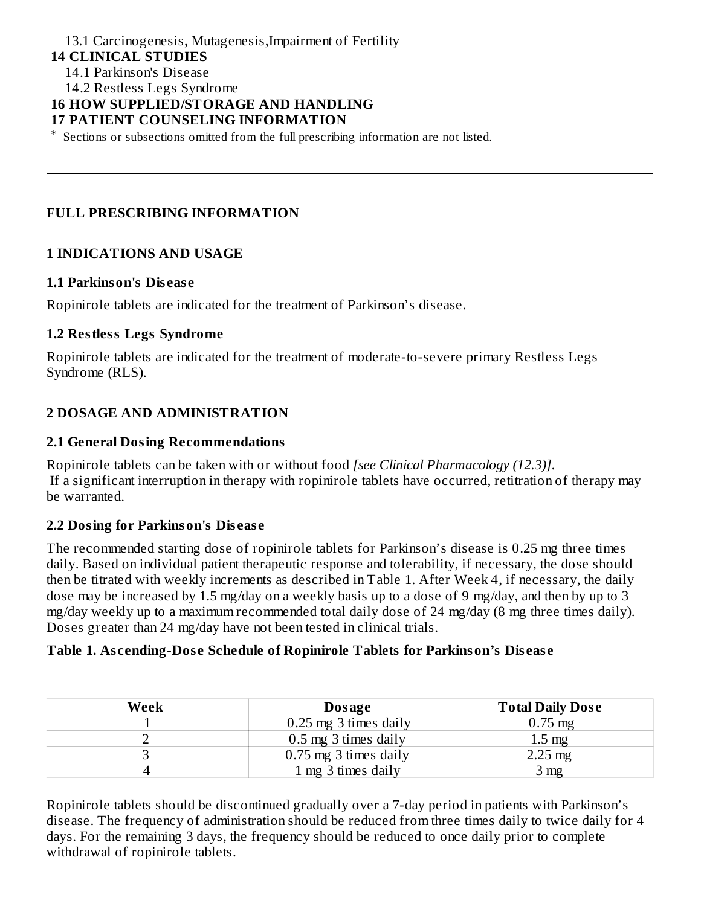13.1 Carcinogenesis, Mutagenesis,Impairment of Fertility

**14 CLINICAL STUDIES**

14.1 Parkinson's Disease

14.2 Restless Legs Syndrome

**16 HOW SUPPLIED/STORAGE AND HANDLING**

**17 PATIENT COUNSELING INFORMATION**

\* Sections or subsections omitted from the full prescribing information are not listed.

---

## FULL PRESCRIBING INFORMATION

## 1 INDICATIONS AND USAGE

### 1.1 Parkinson's Disease

Ropinirole tablets are indicated for the treatment of Parkinson's disease.

### 1.2 Restless Legs Syndrome

Ropinirole tablets are indicated for the treatment of moderate-to-severe primary Restless Legs Syndrome (RLS).

## 2 DOSAGE AND ADMINISTRATION

### 2.1 General Dosing Recommendations

Ropinirole tablets can be taken with or without food *[see Clinical Pharmacology (12.3)]*.
If a significant interruption in therapy with ropinirole tablets have occurred, retitration of therapy may be warranted.

### 2.2 Dosing for Parkinson's Disease

The recommended starting dose of ropinirole tablets for Parkinson's disease is 0.25 mg three times daily. Based on individual patient therapeutic response and tolerability, if necessary, the dose should then be titrated with weekly increments as described in Table 1. After Week 4, if necessary, the daily dose may be increased by 1.5 mg/day on a weekly basis up to a dose of 9 mg/day, and then by up to 3 mg/day weekly up to a maximum recommended total daily dose of 24 mg/day (8 mg three times daily). Doses greater than 24 mg/day have not been tested in clinical trials.

**Table 1. Ascending-Dose Schedule of Ropinirole Tablets for Parkinson's Disease**

| Week | Dosage | Total Daily Dose |
|---|---|---|
| 1 | 0.25 mg 3 times daily | 0.75 mg |
| 2 | 0.5 mg 3 times daily | 1.5 mg |
| 3 | 0.75 mg 3 times daily | 2.25 mg |
| 4 | 1 mg 3 times daily | 3 mg |

Ropinirole tablets should be discontinued gradually over a 7-day period in patients with Parkinson's disease. The frequency of administration should be reduced from three times daily to twice daily for 4 days. For the remaining 3 days, the frequency should be reduced to once daily prior to complete withdrawal of ropinirole tablets.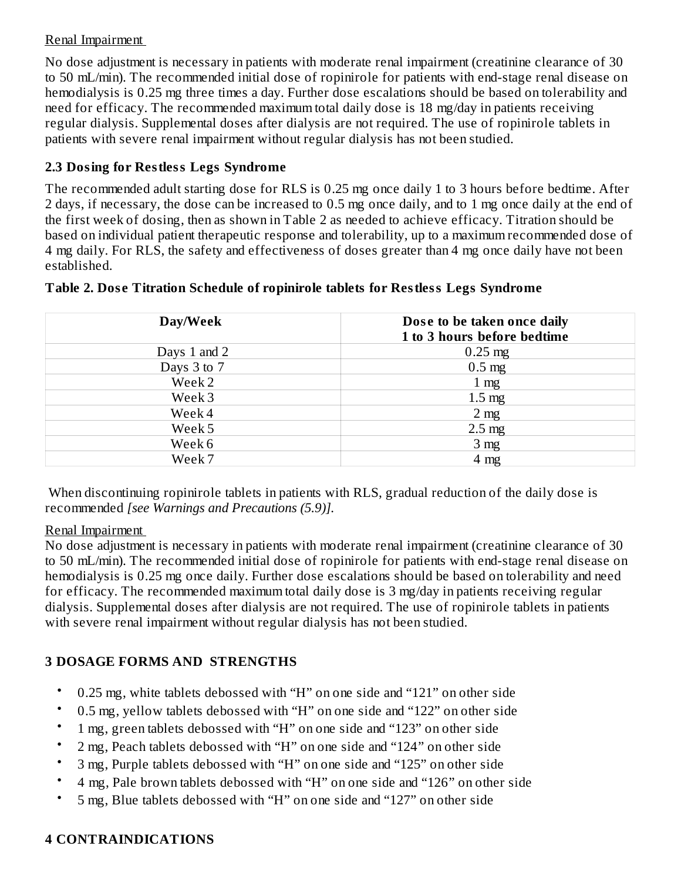Renal Impairment

No dose adjustment is necessary in patients with moderate renal impairment (creatinine clearance of 30 to 50 mL/min). The recommended initial dose of ropinirole for patients with end-stage renal disease on hemodialysis is 0.25 mg three times a day. Further dose escalations should be based on tolerability and need for efficacy. The recommended maximum total daily dose is 18 mg/day in patients receiving regular dialysis. Supplemental doses after dialysis are not required. The use of ropinirole tablets in patients with severe renal impairment without regular dialysis has not been studied.

## 2.3 Dosing for Restless Legs Syndrome

The recommended adult starting dose for RLS is 0.25 mg once daily 1 to 3 hours before bedtime. After 2 days, if necessary, the dose can be increased to 0.5 mg once daily, and to 1 mg once daily at the end of the first week of dosing, then as shown in Table 2 as needed to achieve efficacy. Titration should be based on individual patient therapeutic response and tolerability, up to a maximum recommended dose of 4 mg daily. For RLS, the safety and effectiveness of doses greater than 4 mg once daily have not been established.

**Table 2. Dose Titration Schedule of ropinirole tablets for Restless Legs Syndrome**

| Day/Week | Dose to be taken once daily 1 to 3 hours before bedtime |
|---|---|
| Days 1 and 2 | 0.25 mg |
| Days 3 to 7 | 0.5 mg |
| Week 2 | 1 mg |
| Week 3 | 1.5 mg |
| Week 4 | 2 mg |
| Week 5 | 2.5 mg |
| Week 6 | 3 mg |
| Week 7 | 4 mg |

When discontinuing ropinirole tablets in patients with RLS, gradual reduction of the daily dose is recommended *[see Warnings and Precautions (5.9)].*

Renal Impairment

No dose adjustment is necessary in patients with moderate renal impairment (creatinine clearance of 30 to 50 mL/min). The recommended initial dose of ropinirole for patients with end-stage renal disease on hemodialysis is 0.25 mg once daily. Further dose escalations should be based on tolerability and need for efficacy. The recommended maximum total daily dose is 3 mg/day in patients receiving regular dialysis. Supplemental doses after dialysis are not required. The use of ropinirole tablets in patients with severe renal impairment without regular dialysis has not been studied.

# 3 DOSAGE FORMS AND STRENGTHS

- 0.25 mg, white tablets debossed with “H” on one side and “121” on other side
- 0.5 mg, yellow tablets debossed with “H” on one side and “122” on other side
- 1 mg, green tablets debossed with “H” on one side and “123” on other side
- 2 mg, Peach tablets debossed with “H” on one side and “124” on other side
- 3 mg, Purple tablets debossed with “H” on one side and “125” on other side
- 4 mg, Pale brown tablets debossed with “H” on one side and “126” on other side
- 5 mg, Blue tablets debossed with “H” on one side and “127” on other side

# 4 CONTRAINDICATIONS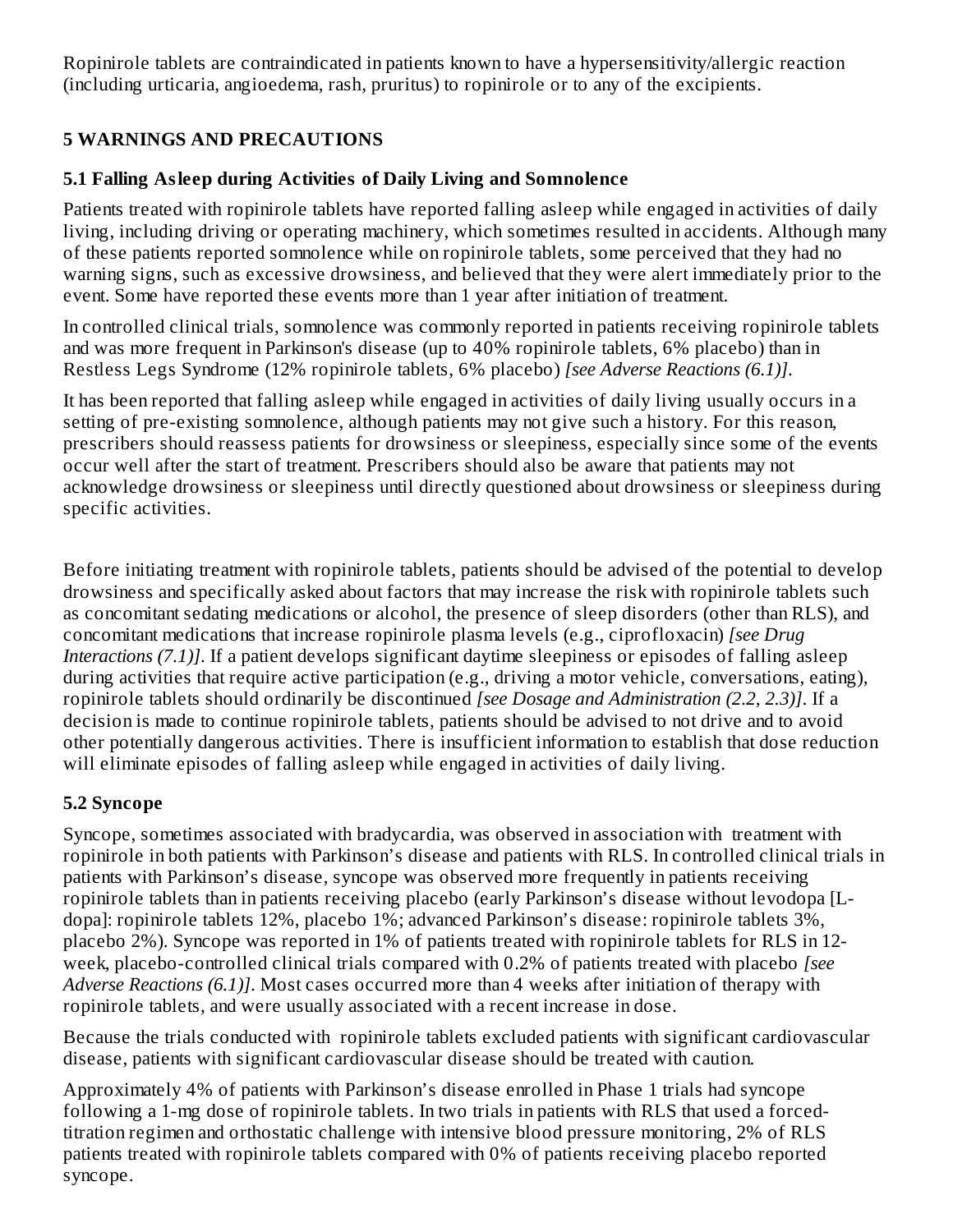Ropinirole tablets are contraindicated in patients known to have a hypersensitivity/allergic reaction (including urticaria, angioedema, rash, pruritus) to ropinirole or to any of the excipients.

## 5 WARNINGS AND PRECAUTIONS

### 5.1 Falling Asleep during Activities of Daily Living and Somnolence

Patients treated with ropinirole tablets have reported falling asleep while engaged in activities of daily living, including driving or operating machinery, which sometimes resulted in accidents. Although many of these patients reported somnolence while on ropinirole tablets, some perceived that they had no warning signs, such as excessive drowsiness, and believed that they were alert immediately prior to the event. Some have reported these events more than 1 year after initiation of treatment.

In controlled clinical trials, somnolence was commonly reported in patients receiving ropinirole tablets and was more frequent in Parkinson's disease (up to 40% ropinirole tablets, 6% placebo) than in Restless Legs Syndrome (12% ropinirole tablets, 6% placebo) *[see Adverse Reactions (6.1)]*.

It has been reported that falling asleep while engaged in activities of daily living usually occurs in a setting of pre-existing somnolence, although patients may not give such a history. For this reason, prescribers should reassess patients for drowsiness or sleepiness, especially since some of the events occur well after the start of treatment. Prescribers should also be aware that patients may not acknowledge drowsiness or sleepiness until directly questioned about drowsiness or sleepiness during specific activities.

Before initiating treatment with ropinirole tablets, patients should be advised of the potential to develop drowsiness and specifically asked about factors that may increase the risk with ropinirole tablets such as concomitant sedating medications or alcohol, the presence of sleep disorders (other than RLS), and concomitant medications that increase ropinirole plasma levels (e.g., ciprofloxacin) *[see Drug Interactions (7.1)]*. If a patient develops significant daytime sleepiness or episodes of falling asleep during activities that require active participation (e.g., driving a motor vehicle, conversations, eating), ropinirole tablets should ordinarily be discontinued *[see Dosage and Administration (2.2, 2.3)]*. If a decision is made to continue ropinirole tablets, patients should be advised to not drive and to avoid other potentially dangerous activities. There is insufficient information to establish that dose reduction will eliminate episodes of falling asleep while engaged in activities of daily living.

### 5.2 Syncope

Syncope, sometimes associated with bradycardia, was observed in association with treatment with ropinirole in both patients with Parkinson's disease and patients with RLS. In controlled clinical trials in patients with Parkinson's disease, syncope was observed more frequently in patients receiving ropinirole tablets than in patients receiving placebo (early Parkinson's disease without levodopa [L-dopa]: ropinirole tablets 12%, placebo 1%; advanced Parkinson's disease: ropinirole tablets 3%, placebo 2%). Syncope was reported in 1% of patients treated with ropinirole tablets for RLS in 12-week, placebo-controlled clinical trials compared with 0.2% of patients treated with placebo *[see Adverse Reactions (6.1)]*. Most cases occurred more than 4 weeks after initiation of therapy with ropinirole tablets, and were usually associated with a recent increase in dose.

Because the trials conducted with ropinirole tablets excluded patients with significant cardiovascular disease, patients with significant cardiovascular disease should be treated with caution.

Approximately 4% of patients with Parkinson's disease enrolled in Phase 1 trials had syncope following a 1-mg dose of ropinirole tablets. In two trials in patients with RLS that used a forced-titration regimen and orthostatic challenge with intensive blood pressure monitoring, 2% of RLS patients treated with ropinirole tablets compared with 0% of patients receiving placebo reported syncope.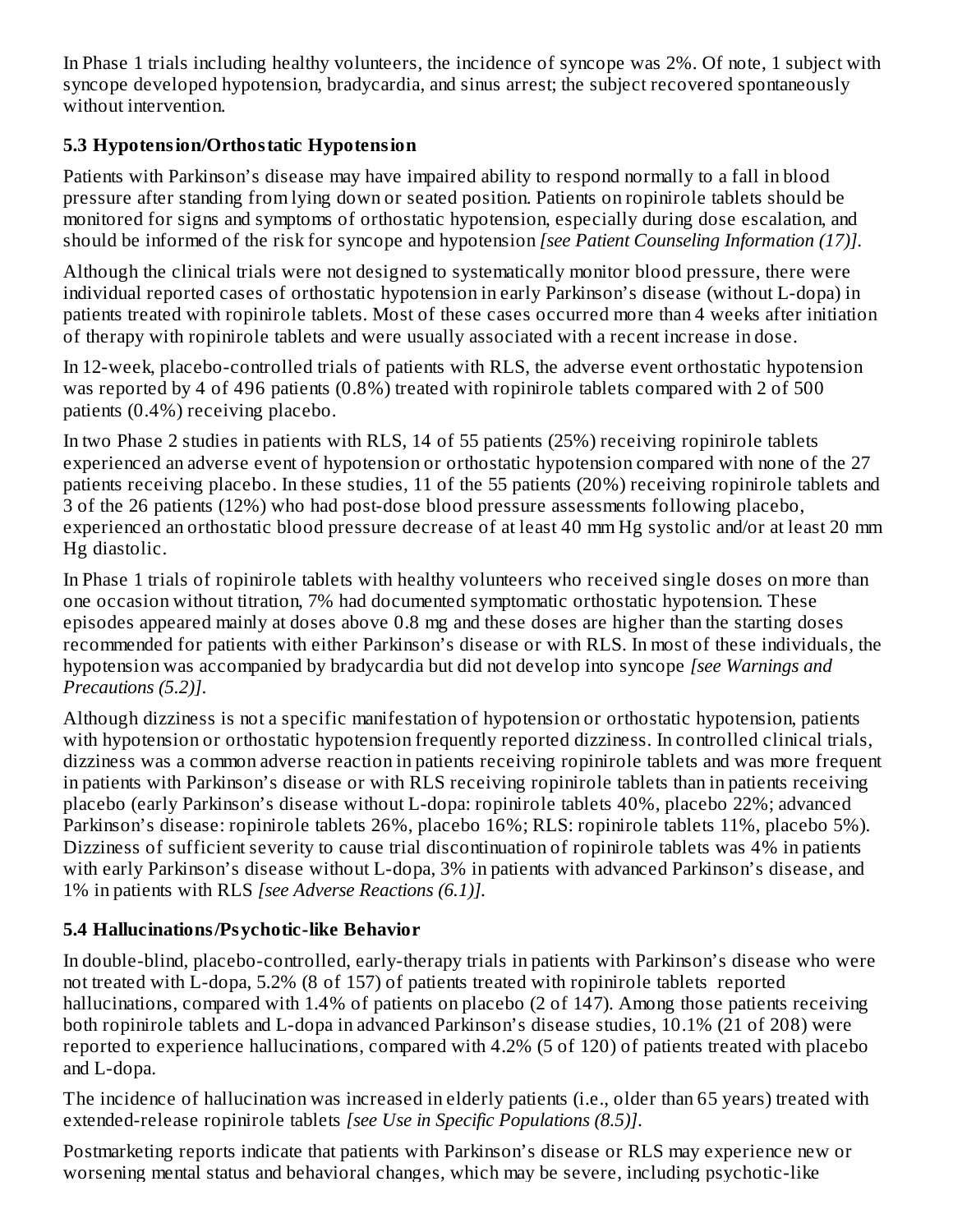In Phase 1 trials including healthy volunteers, the incidence of syncope was 2%. Of note, 1 subject with syncope developed hypotension, bradycardia, and sinus arrest; the subject recovered spontaneously without intervention.

### 5.3 Hypotension/Orthostatic Hypotension

Patients with Parkinson's disease may have impaired ability to respond normally to a fall in blood pressure after standing from lying down or seated position. Patients on ropinirole tablets should be monitored for signs and symptoms of orthostatic hypotension, especially during dose escalation, and should be informed of the risk for syncope and hypotension *[see Patient Counseling Information (17)]*.

Although the clinical trials were not designed to systematically monitor blood pressure, there were individual reported cases of orthostatic hypotension in early Parkinson's disease (without L-dopa) in patients treated with ropinirole tablets. Most of these cases occurred more than 4 weeks after initiation of therapy with ropinirole tablets and were usually associated with a recent increase in dose.

In 12-week, placebo-controlled trials of patients with RLS, the adverse event orthostatic hypotension was reported by 4 of 496 patients (0.8%) treated with ropinirole tablets compared with 2 of 500 patients (0.4%) receiving placebo.

In two Phase 2 studies in patients with RLS, 14 of 55 patients (25%) receiving ropinirole tablets experienced an adverse event of hypotension or orthostatic hypotension compared with none of the 27 patients receiving placebo. In these studies, 11 of the 55 patients (20%) receiving ropinirole tablets and 3 of the 26 patients (12%) who had post-dose blood pressure assessments following placebo, experienced an orthostatic blood pressure decrease of at least 40 mm Hg systolic and/or at least 20 mm Hg diastolic.

In Phase 1 trials of ropinirole tablets with healthy volunteers who received single doses on more than one occasion without titration, 7% had documented symptomatic orthostatic hypotension. These episodes appeared mainly at doses above 0.8 mg and these doses are higher than the starting doses recommended for patients with either Parkinson's disease or with RLS. In most of these individuals, the hypotension was accompanied by bradycardia but did not develop into syncope *[see Warnings and Precautions (5.2)]*.

Although dizziness is not a specific manifestation of hypotension or orthostatic hypotension, patients with hypotension or orthostatic hypotension frequently reported dizziness. In controlled clinical trials, dizziness was a common adverse reaction in patients receiving ropinirole tablets and was more frequent in patients with Parkinson's disease or with RLS receiving ropinirole tablets than in patients receiving placebo (early Parkinson's disease without L-dopa: ropinirole tablets 40%, placebo 22%; advanced Parkinson's disease: ropinirole tablets 26%, placebo 16%; RLS: ropinirole tablets 11%, placebo 5%). Dizziness of sufficient severity to cause trial discontinuation of ropinirole tablets was 4% in patients with early Parkinson's disease without L-dopa, 3% in patients with advanced Parkinson's disease, and 1% in patients with RLS *[see Adverse Reactions (6.1)]*.

### 5.4 Hallucinations/Psychotic-like Behavior

In double-blind, placebo-controlled, early-therapy trials in patients with Parkinson's disease who were not treated with L-dopa, 5.2% (8 of 157) of patients treated with ropinirole tablets reported hallucinations, compared with 1.4% of patients on placebo (2 of 147). Among those patients receiving both ropinirole tablets and L-dopa in advanced Parkinson's disease studies, 10.1% (21 of 208) were reported to experience hallucinations, compared with 4.2% (5 of 120) of patients treated with placebo and L-dopa.

The incidence of hallucination was increased in elderly patients (i.e., older than 65 years) treated with extended-release ropinirole tablets *[see Use in Specific Populations (8.5)]*.

Postmarketing reports indicate that patients with Parkinson's disease or RLS may experience new or worsening mental status and behavioral changes, which may be severe, including psychotic-like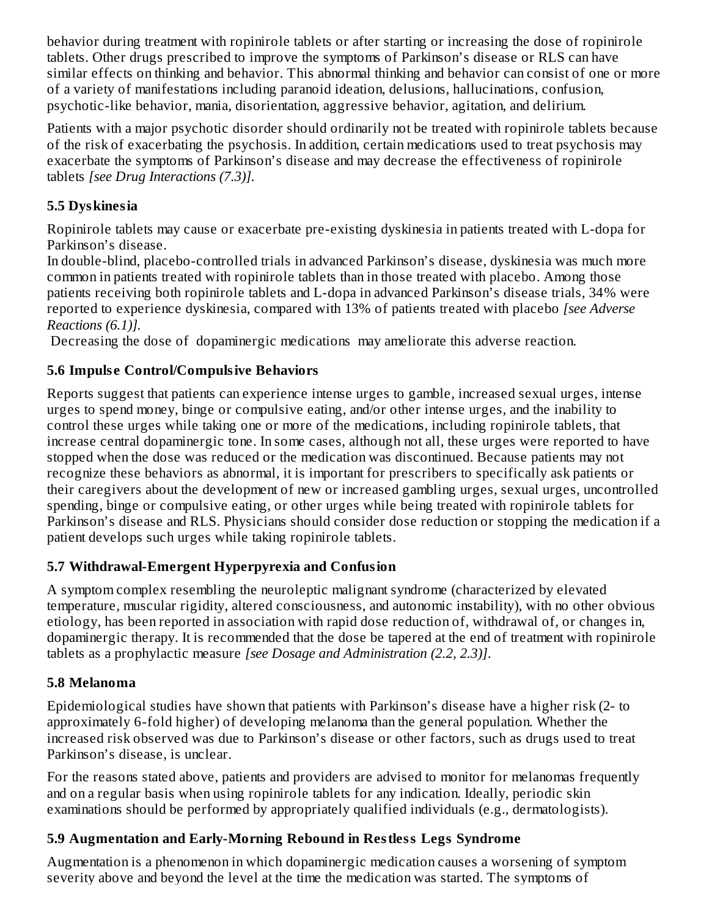behavior during treatment with ropinirole tablets or after starting or increasing the dose of ropinirole tablets. Other drugs prescribed to improve the symptoms of Parkinson's disease or RLS can have similar effects on thinking and behavior. This abnormal thinking and behavior can consist of one or more of a variety of manifestations including paranoid ideation, delusions, hallucinations, confusion, psychotic-like behavior, mania, disorientation, aggressive behavior, agitation, and delirium.

Patients with a major psychotic disorder should ordinarily not be treated with ropinirole tablets because of the risk of exacerbating the psychosis. In addition, certain medications used to treat psychosis may exacerbate the symptoms of Parkinson's disease and may decrease the effectiveness of ropinirole tablets *[see Drug Interactions (7.3)]*.

### 5.5 Dyskinesia

Ropinirole tablets may cause or exacerbate pre-existing dyskinesia in patients treated with L-dopa for Parkinson's disease.
In double-blind, placebo-controlled trials in advanced Parkinson's disease, dyskinesia was much more common in patients treated with ropinirole tablets than in those treated with placebo. Among those patients receiving both ropinirole tablets and L-dopa in advanced Parkinson's disease trials, 34% were reported to experience dyskinesia, compared with 13% of patients treated with placebo *[see Adverse Reactions (6.1)]*.
Decreasing the dose of dopaminergic medications may ameliorate this adverse reaction.

### 5.6 Impulse Control/Compulsive Behaviors

Reports suggest that patients can experience intense urges to gamble, increased sexual urges, intense urges to spend money, binge or compulsive eating, and/or other intense urges, and the inability to control these urges while taking one or more of the medications, including ropinirole tablets, that increase central dopaminergic tone. In some cases, although not all, these urges were reported to have stopped when the dose was reduced or the medication was discontinued. Because patients may not recognize these behaviors as abnormal, it is important for prescribers to specifically ask patients or their caregivers about the development of new or increased gambling urges, sexual urges, uncontrolled spending, binge or compulsive eating, or other urges while being treated with ropinirole tablets for Parkinson's disease and RLS. Physicians should consider dose reduction or stopping the medication if a patient develops such urges while taking ropinirole tablets.

### 5.7 Withdrawal-Emergent Hyperpyrexia and Confusion

A symptom complex resembling the neuroleptic malignant syndrome (characterized by elevated temperature, muscular rigidity, altered consciousness, and autonomic instability), with no other obvious etiology, has been reported in association with rapid dose reduction of, withdrawal of, or changes in, dopaminergic therapy. It is recommended that the dose be tapered at the end of treatment with ropinirole tablets as a prophylactic measure *[see Dosage and Administration (2.2, 2.3)]*.

### 5.8 Melanoma

Epidemiological studies have shown that patients with Parkinson's disease have a higher risk (2- to approximately 6-fold higher) of developing melanoma than the general population. Whether the increased risk observed was due to Parkinson's disease or other factors, such as drugs used to treat Parkinson's disease, is unclear.

For the reasons stated above, patients and providers are advised to monitor for melanomas frequently and on a regular basis when using ropinirole tablets for any indication. Ideally, periodic skin examinations should be performed by appropriately qualified individuals (e.g., dermatologists).

### 5.9 Augmentation and Early-Morning Rebound in Restless Legs Syndrome

Augmentation is a phenomenon in which dopaminergic medication causes a worsening of symptom severity above and beyond the level at the time the medication was started. The symptoms of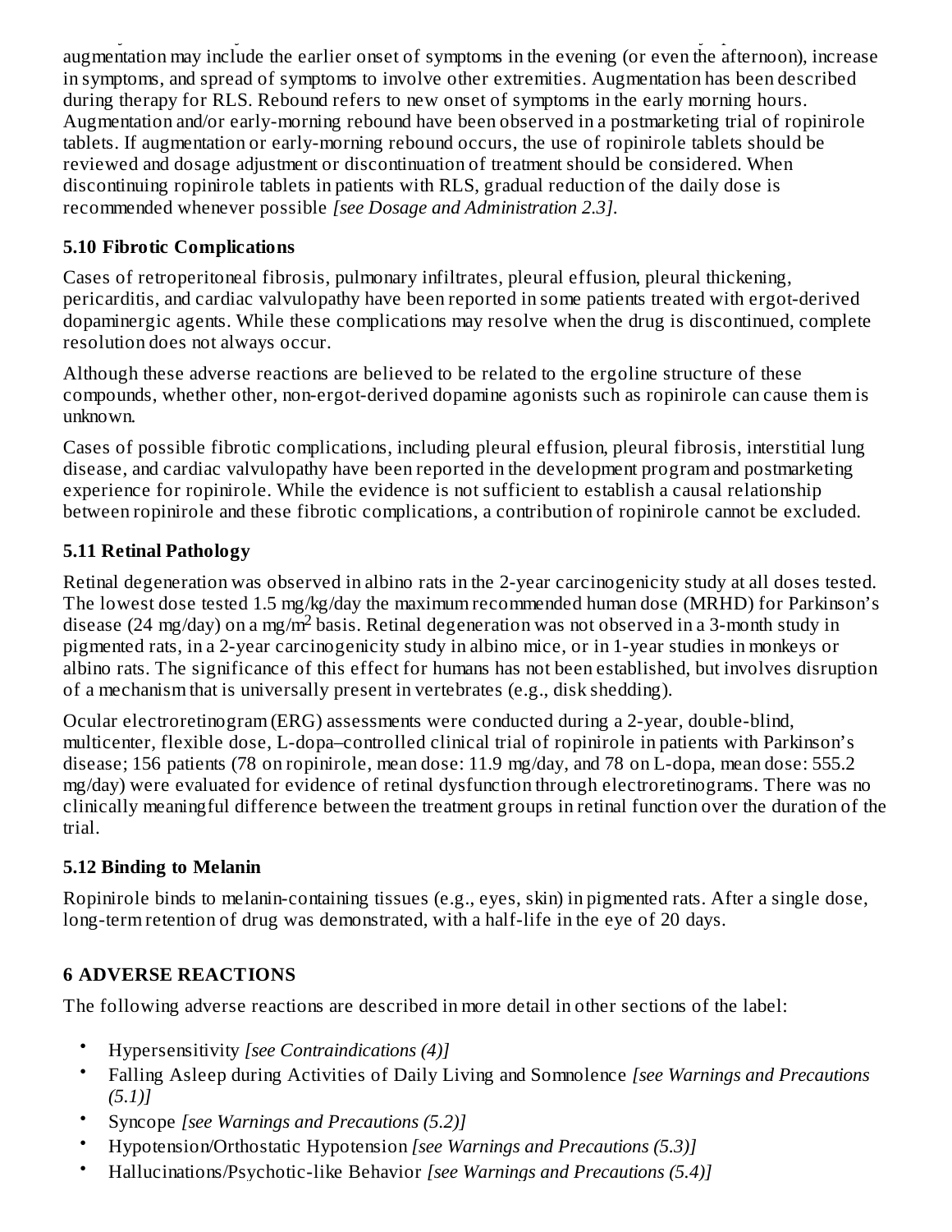augmentation may include the earlier onset of symptoms in the evening (or even the afternoon), increase in symptoms, and spread of symptoms to involve other extremities. Augmentation has been described during therapy for RLS. Rebound refers to new onset of symptoms in the early morning hours. Augmentation and/or early-morning rebound have been observed in a postmarketing trial of ropinirole tablets. If augmentation or early-morning rebound occurs, the use of ropinirole tablets should be reviewed and dosage adjustment or discontinuation of treatment should be considered. When discontinuing ropinirole tablets in patients with RLS, gradual reduction of the daily dose is recommended whenever possible *[see Dosage and Administration 2.3]*.

### 5.10 Fibrotic Complications

Cases of retroperitoneal fibrosis, pulmonary infiltrates, pleural effusion, pleural thickening, pericarditis, and cardiac valvulopathy have been reported in some patients treated with ergot-derived dopaminergic agents. While these complications may resolve when the drug is discontinued, complete resolution does not always occur.

Although these adverse reactions are believed to be related to the ergoline structure of these compounds, whether other, non-ergot-derived dopamine agonists such as ropinirole can cause them is unknown.

Cases of possible fibrotic complications, including pleural effusion, pleural fibrosis, interstitial lung disease, and cardiac valvulopathy have been reported in the development program and postmarketing experience for ropinirole. While the evidence is not sufficient to establish a causal relationship between ropinirole and these fibrotic complications, a contribution of ropinirole cannot be excluded.

### 5.11 Retinal Pathology

Retinal degeneration was observed in albino rats in the 2-year carcinogenicity study at all doses tested. The lowest dose tested 1.5 mg/kg/day the maximum recommended human dose (MRHD) for Parkinson's disease (24 mg/day) on a mg/$m^2$ basis. Retinal degeneration was not observed in a 3-month study in pigmented rats, in a 2-year carcinogenicity study in albino mice, or in 1-year studies in monkeys or albino rats. The significance of this effect for humans has not been established, but involves disruption of a mechanism that is universally present in vertebrates (e.g., disk shedding).

Ocular electroretinogram (ERG) assessments were conducted during a 2-year, double-blind, multicenter, flexible dose, L-dopa–controlled clinical trial of ropinirole in patients with Parkinson's disease; 156 patients (78 on ropinirole, mean dose: 11.9 mg/day, and 78 on L-dopa, mean dose: 555.2 mg/day) were evaluated for evidence of retinal dysfunction through electroretinograms. There was no clinically meaningful difference between the treatment groups in retinal function over the duration of the trial.

### 5.12 Binding to Melanin

Ropinirole binds to melanin-containing tissues (e.g., eyes, skin) in pigmented rats. After a single dose, long-term retention of drug was demonstrated, with a half-life in the eye of 20 days.

## 6 ADVERSE REACTIONS

The following adverse reactions are described in more detail in other sections of the label:

- Hypersensitivity *[see Contraindications (4)]*
- Falling Asleep during Activities of Daily Living and Somnolence *[see Warnings and Precautions (5.1)]*
- Syncope *[see Warnings and Precautions (5.2)]*
- Hypotension/Orthostatic Hypotension *[see Warnings and Precautions (5.3)]*
- Hallucinations/Psychotic-like Behavior *[see Warnings and Precautions (5.4)]*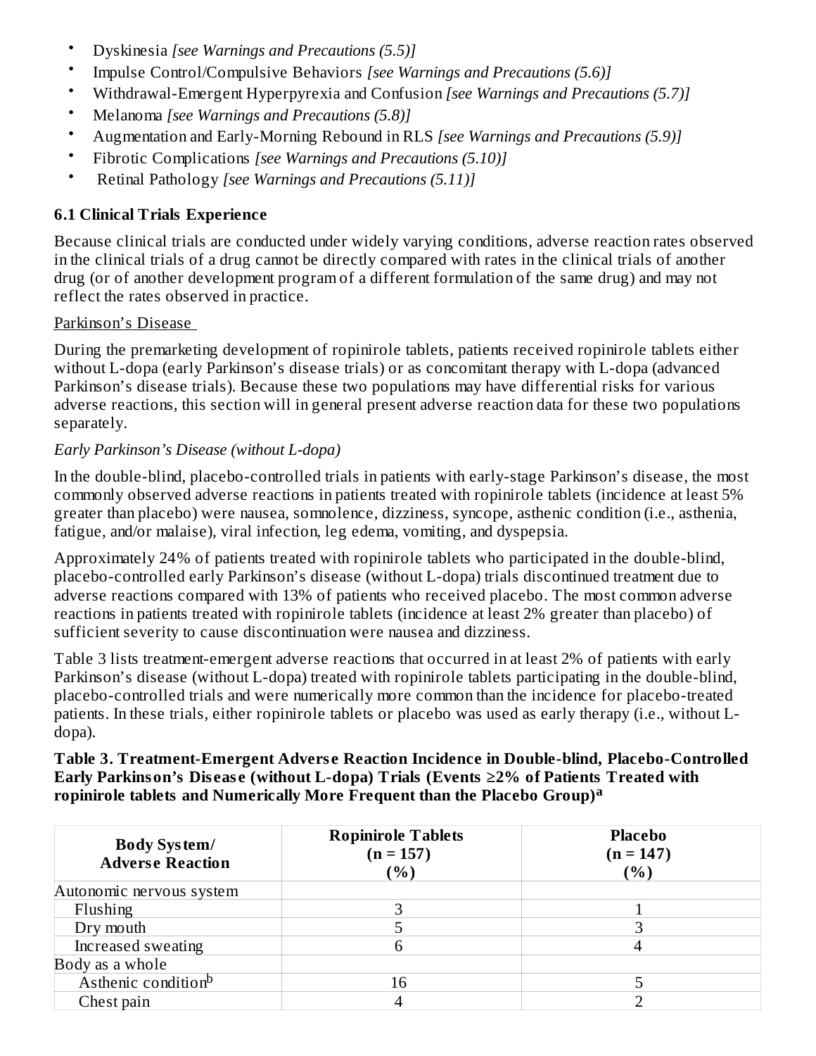- Dyskinesia *[see Warnings and Precautions (5.5)]*
- Impulse Control/Compulsive Behaviors *[see Warnings and Precautions (5.6)]*
- Withdrawal-Emergent Hyperpyrexia and Confusion *[see Warnings and Precautions (5.7)]*
- Melanoma *[see Warnings and Precautions (5.8)]*
- Augmentation and Early-Morning Rebound in RLS *[see Warnings and Precautions (5.9)]*
- Fibrotic Complications *[see Warnings and Precautions (5.10)]*
- Retinal Pathology *[see Warnings and Precautions (5.11)]*

### 6.1 Clinical Trials Experience

Because clinical trials are conducted under widely varying conditions, adverse reaction rates observed in the clinical trials of a drug cannot be directly compared with rates in the clinical trials of another drug (or of another development program of a different formulation of the same drug) and may not reflect the rates observed in practice.

Parkinson's Disease

During the premarketing development of ropinirole tablets, patients received ropinirole tablets either without L-dopa (early Parkinson's disease trials) or as concomitant therapy with L-dopa (advanced Parkinson's disease trials). Because these two populations may have differential risks for various adverse reactions, this section will in general present adverse reaction data for these two populations separately.

*Early Parkinson's Disease (without L-dopa)*

In the double-blind, placebo-controlled trials in patients with early-stage Parkinson's disease, the most commonly observed adverse reactions in patients treated with ropinirole tablets (incidence at least 5% greater than placebo) were nausea, somnolence, dizziness, syncope, asthenic condition (i.e., asthenia, fatigue, and/or malaise), viral infection, leg edema, vomiting, and dyspepsia.

Approximately 24% of patients treated with ropinirole tablets who participated in the double-blind, placebo-controlled early Parkinson's disease (without L-dopa) trials discontinued treatment due to adverse reactions compared with 13% of patients who received placebo. The most common adverse reactions in patients treated with ropinirole tablets (incidence at least 2% greater than placebo) of sufficient severity to cause discontinuation were nausea and dizziness.

Table 3 lists treatment-emergent adverse reactions that occurred in at least 2% of patients with early Parkinson's disease (without L-dopa) treated with ropinirole tablets participating in the double-blind, placebo-controlled trials and were numerically more common than the incidence for placebo-treated patients. In these trials, either ropinirole tablets or placebo was used as early therapy (i.e., without L-dopa).

**Table 3. Treatment-Emergent Adverse Reaction Incidence in Double-blind, Placebo-Controlled Early Parkinson's Disease (without L-dopa) Trials (Events ≥2% of Patients Treated with ropinirole tablets and Numerically More Frequent than the Placebo Group)[a]**

| Body System/ Adverse Reaction | Ropinirole Tablets (n = 157) (%) | Placebo (n = 147) (%) |
|---|---|---|
| Autonomic nervous system | | |
| Flushing | 3 | 1 |
| Dry mouth | 5 | 3 |
| Increased sweating | 6 | 4 |
| Body as a whole | | |
| Asthenic condition[b] | 16 | 5 |
| Chest pain | 4 | 2 |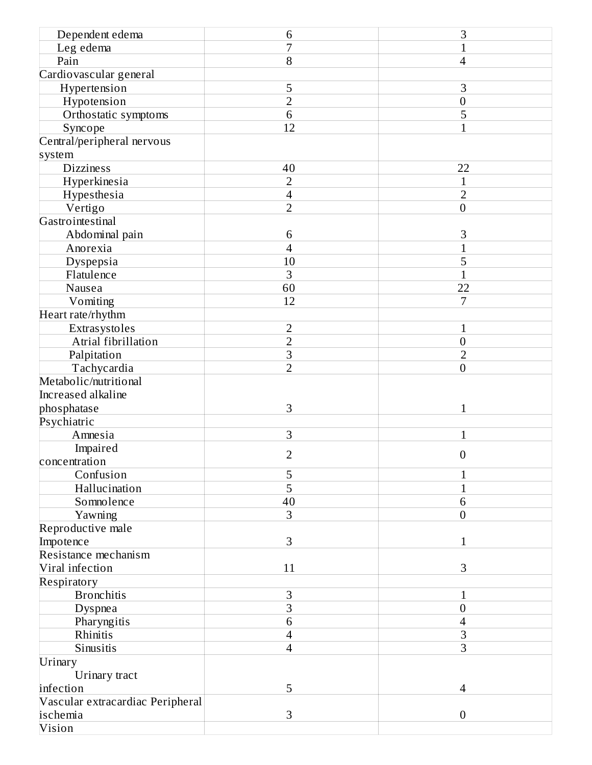| | | |
|---|---|---|
| Dependent edema | 6 | 3 |
| Leg edema | 7 | 1 |
| Pain | 8 | 4 |
| Cardiovascular general | | |
| Hypertension | 5 | 3 |
| Hypotension | 2 | 0 |
| Orthostatic symptoms | 6 | 5 |
| Syncope | 12 | 1 |
| Central/peripheral nervous system | | |
| Dizziness | 40 | 22 |
| Hyperkinesia | 2 | 1 |
| Hypesthesia | 4 | 2 |
| Vertigo | 2 | 0 |
| Gastrointestinal | | |
| Abdominal pain | 6 | 3 |
| Anorexia | 4 | 1 |
| Dyspepsia | 10 | 5 |
| Flatulence | 3 | 1 |
| Nausea | 60 | 22 |
| Vomiting | 12 | 7 |
| Heart rate/rhythm | | |
| Extrasystoles | 2 | 1 |
| Atrial fibrillation | 2 | 0 |
| Palpitation | 3 | 2 |
| Tachycardia | 2 | 0 |
| Metabolic/nutritional Increased alkaline phosphatase | 3 | 1 |
| Psychiatric | | |
| Amnesia | 3 | 1 |
| Impaired concentration | 2 | 0 |
| Confusion | 5 | 1 |
| Hallucination | 5 | 1 |
| Somnolence | 40 | 6 |
| Yawning | 3 | 0 |
| Reproductive male Impotence | 3 | 1 |
| Resistance mechanism Viral infection | 11 | 3 |
| Respiratory | | |
| Bronchitis | 3 | 1 |
| Dyspnea | 3 | 0 |
| Pharyngitis | 6 | 4 |
| Rhinitis | 4 | 3 |
| Sinusitis | 4 | 3 |
| Urinary | | |
| Urinary tract infection | 5 | 4 |
| Vascular extracardiac Peripheral ischemia | 3 | 0 |
| Vision | | |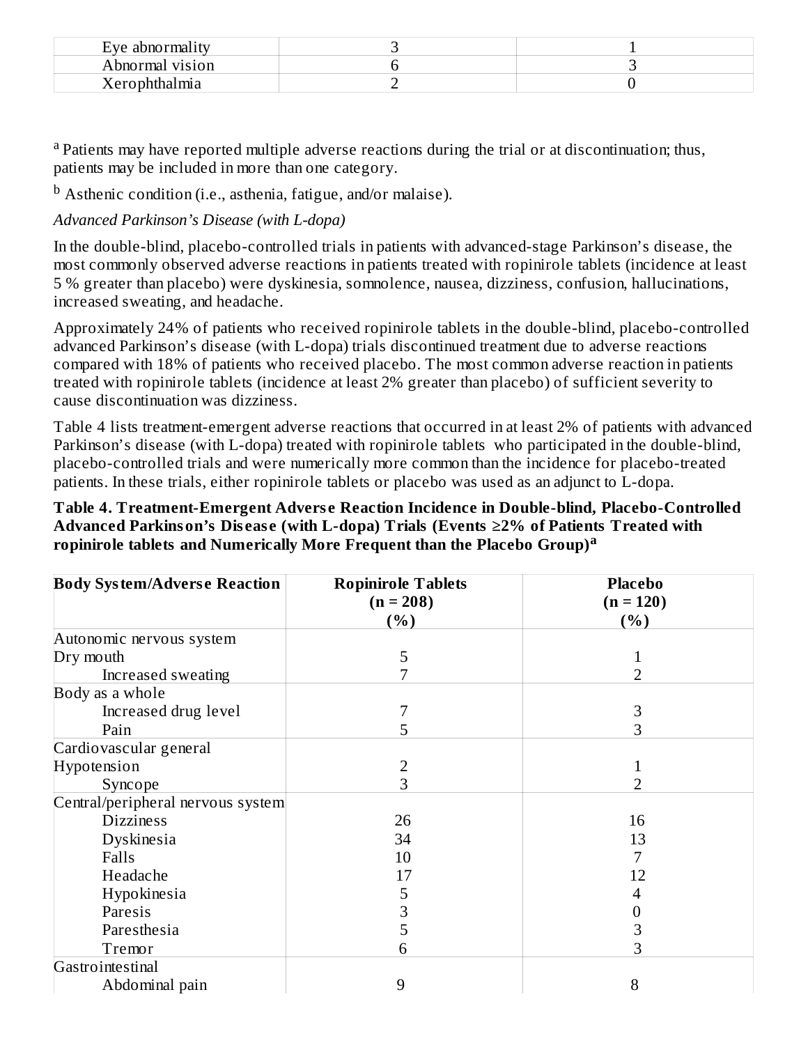| Eye abnormality | 3 | 1 |
|---|---|---|
| Abnormal vision | 6 | 3 |
| Xerophthalmia | 2 | 0 |

[a] Patients may have reported multiple adverse reactions during the trial or at discontinuation; thus, patients may be included in more than one category.

[b] Asthenic condition (i.e., asthenia, fatigue, and/or malaise).

*Advanced Parkinson's Disease (with L-dopa)*

In the double-blind, placebo-controlled trials in patients with advanced-stage Parkinson's disease, the most commonly observed adverse reactions in patients treated with ropinirole tablets (incidence at least 5 % greater than placebo) were dyskinesia, somnolence, nausea, dizziness, confusion, hallucinations, increased sweating, and headache.

Approximately 24% of patients who received ropinirole tablets in the double-blind, placebo-controlled advanced Parkinson's disease (with L-dopa) trials discontinued treatment due to adverse reactions compared with 18% of patients who received placebo. The most common adverse reaction in patients treated with ropinirole tablets (incidence at least 2% greater than placebo) of sufficient severity to cause discontinuation was dizziness.

Table 4 lists treatment-emergent adverse reactions that occurred in at least 2% of patients with advanced Parkinson's disease (with L-dopa) treated with ropinirole tablets who participated in the double-blind, placebo-controlled trials and were numerically more common than the incidence for placebo-treated patients. In these trials, either ropinirole tablets or placebo was used as an adjunct to L-dopa.

**Table 4. Treatment-Emergent Adverse Reaction Incidence in Double-blind, Placebo-Controlled Advanced Parkinson's Disease (with L-dopa) Trials (Events ≥2% of Patients Treated with ropinirole tablets and Numerically More Frequent than the Placebo Group)[a]**

| Body System/Adverse Reaction | Ropinirole Tablets (n = 208) (%) | Placebo (n = 120) (%) |
|---|---|---|
| Autonomic nervous system | | |
| Dry mouth | 5 | 1 |
| Increased sweating | 7 | 2 |
| Body as a whole | | |
| Increased drug level | 7 | 3 |
| Pain | 5 | 3 |
| Cardiovascular general | | |
| Hypotension | 2 | 1 |
| Syncope | 3 | 2 |
| Central/peripheral nervous system | | |
| Dizziness | 26 | 16 |
| Dyskinesia | 34 | 13 |
| Falls | 10 | 7 |
| Headache | 17 | 12 |
| Hypokinesia | 5 | 4 |
| Paresis | 3 | 0 |
| Paresthesia | 5 | 3 |
| Tremor | 6 | 3 |
| Gastrointestinal | | |
| Abdominal pain | 9 | 8 |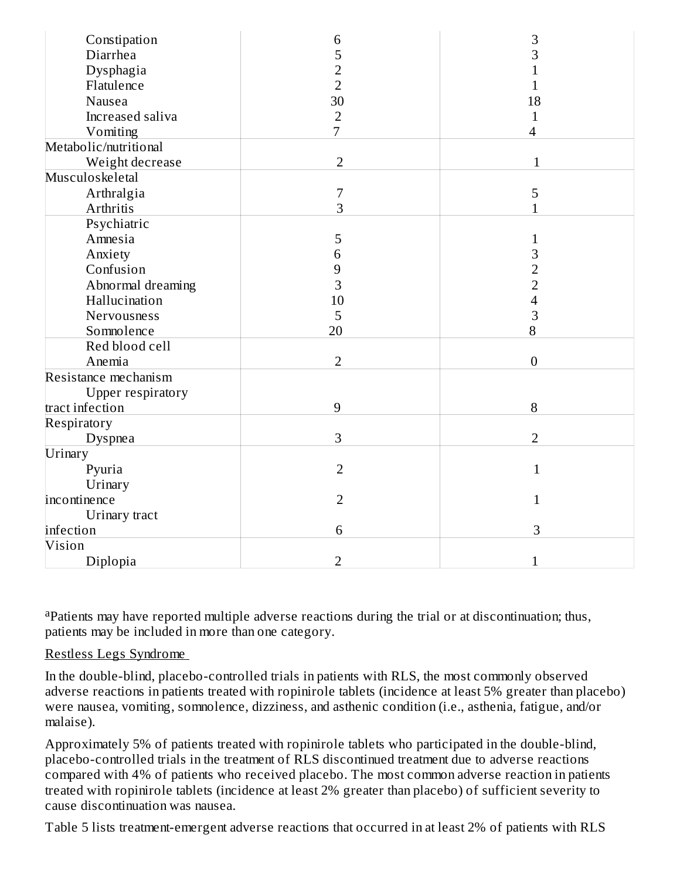| | | |
|---|---|---|
| Constipation | 6 | 3 |
| Diarrhea | 5 | 3 |
| Dysphagia | 2 | 1 |
| Flatulence | 2 | 1 |
| Nausea | 30 | 18 |
| Increased saliva | 2 | 1 |
| Vomiting | 7 | 4 |
| Metabolic/nutritional | | |
| Weight decrease | 2 | 1 |
| Musculoskeletal | | |
| Arthralgia | 7 | 5 |
| Arthritis | 3 | 1 |
| Psychiatric | | |
| Amnesia | 5 | 1 |
| Anxiety | 6 | 3 |
| Confusion | 9 | 2 |
| Abnormal dreaming | 3 | 2 |
| Hallucination | 10 | 4 |
| Nervousness | 5 | 3 |
| Somnolence | 20 | 8 |
| Red blood cell | | |
| Anemia | 2 | 0 |
| Resistance mechanism | | |
| Upper respiratory tract infection | 9 | 8 |
| Respiratory | | |
| Dyspnea | 3 | 2 |
| Urinary | | |
| Pyuria | 2 | 1 |
| Urinary incontinence | 2 | 1 |
| Urinary tract infection | 6 | 3 |
| Vision | | |
| Diplopia | 2 | 1 |

[a]Patients may have reported multiple adverse reactions during the trial or at discontinuation; thus, patients may be included in more than one category.

Restless Legs Syndrome

In the double-blind, placebo-controlled trials in patients with RLS, the most commonly observed adverse reactions in patients treated with ropinirole tablets (incidence at least 5% greater than placebo) were nausea, vomiting, somnolence, dizziness, and asthenic condition (i.e., asthenia, fatigue, and/or malaise).

Approximately 5% of patients treated with ropinirole tablets who participated in the double-blind, placebo-controlled trials in the treatment of RLS discontinued treatment due to adverse reactions compared with 4% of patients who received placebo. The most common adverse reaction in patients treated with ropinirole tablets (incidence at least 2% greater than placebo) of sufficient severity to cause discontinuation was nausea.

Table 5 lists treatment-emergent adverse reactions that occurred in at least 2% of patients with RLS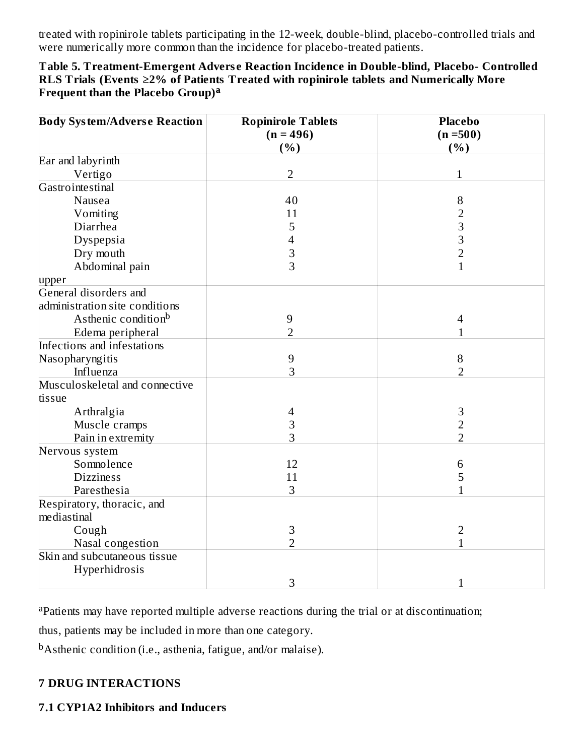treated with ropinirole tablets participating in the 12-week, double-blind, placebo-controlled trials and were numerically more common than the incidence for placebo-treated patients.

**Table 5. Treatment-Emergent Adverse Reaction Incidence in Double-blind, Placebo- Controlled RLS Trials (Events ≥2% of Patients Treated with ropinirole tablets and Numerically More Frequent than the Placebo Group)[a]**

| Body System/Adverse Reaction | Ropinirole Tablets (n = 496) (%) | Placebo (n =500) (%) |
|---|---|---|
| Ear and labyrinth | | |
| Vertigo | 2 | 1 |
| Gastrointestinal | | |
| Nausea | 40 | 8 |
| Vomiting | 11 | 2 |
| Diarrhea | 5 | 3 |
| Dyspepsia | 4 | 3 |
| Dry mouth | 3 | 2 |
| Abdominal pain upper | 3 | 1 |
| General disorders and administration site conditions | | |
| Asthenic condition[b] | 9 | 4 |
| Edema peripheral | 2 | 1 |
| Infections and infestations | | |
| Nasopharyngitis | 9 | 8 |
| Influenza | 3 | 2 |
| Musculoskeletal and connective tissue | | |
| Arthralgia | 4 | 3 |
| Muscle cramps | 3 | 2 |
| Pain in extremity | 3 | 2 |
| Nervous system | | |
| Somnolence | 12 | 6 |
| Dizziness | 11 | 5 |
| Paresthesia | 3 | 1 |
| Respiratory, thoracic, and mediastinal | | |
| Cough | 3 | 2 |
| Nasal congestion | 2 | 1 |
| Skin and subcutaneous tissue | | |
| Hyperhidrosis | 3 | 1 |

[a]Patients may have reported multiple adverse reactions during the trial or at discontinuation; thus, patients may be included in more than one category.

[b]Asthenic condition (i.e., asthenia, fatigue, and/or malaise).

## 7 DRUG INTERACTIONS

### 7.1 CYP1A2 Inhibitors and Inducers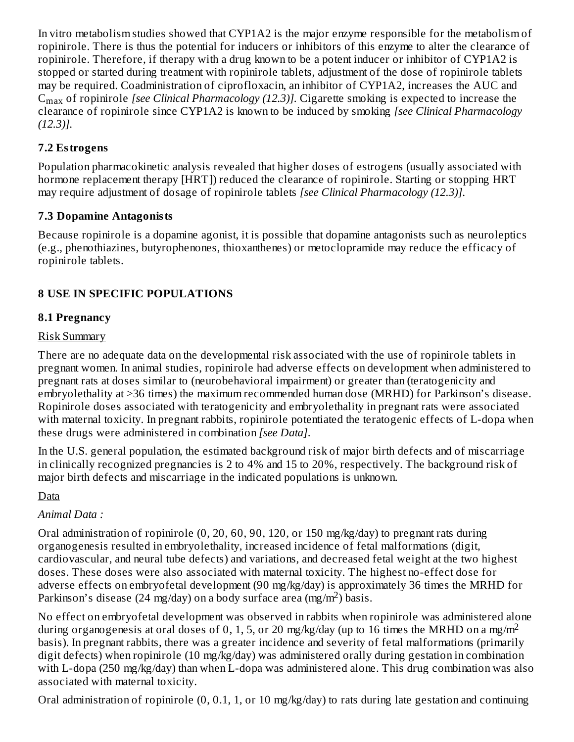In vitro metabolism studies showed that CYP1A2 is the major enzyme responsible for the metabolism of ropinirole. There is thus the potential for inducers or inhibitors of this enzyme to alter the clearance of ropinirole. Therefore, if therapy with a drug known to be a potent inducer or inhibitor of CYP1A2 is stopped or started during treatment with ropinirole tablets, adjustment of the dose of ropinirole tablets may be required. Coadministration of ciprofloxacin, an inhibitor of CYP1A2, increases the AUC and $C_{max}$ of ropinirole *[see Clinical Pharmacology (12.3)]*. Cigarette smoking is expected to increase the clearance of ropinirole since CYP1A2 is known to be induced by smoking *[see Clinical Pharmacology (12.3)]*.

### 7.2 Estrogens

Population pharmacokinetic analysis revealed that higher doses of estrogens (usually associated with hormone replacement therapy [HRT]) reduced the clearance of ropinirole. Starting or stopping HRT may require adjustment of dosage of ropinirole tablets *[see Clinical Pharmacology (12.3)]*.

### 7.3 Dopamine Antagonists

Because ropinirole is a dopamine agonist, it is possible that dopamine antagonists such as neuroleptics (e.g., phenothiazines, butyrophenones, thioxanthenes) or metoclopramide may reduce the efficacy of ropinirole tablets.

## 8 USE IN SPECIFIC POPULATIONS

### 8.1 Pregnancy

Risk Summary

There are no adequate data on the developmental risk associated with the use of ropinirole tablets in pregnant women. In animal studies, ropinirole had adverse effects on development when administered to pregnant rats at doses similar to (neurobehavioral impairment) or greater than (teratogenicity and embryolethality at >36 times) the maximum recommended human dose (MRHD) for Parkinson's disease. Ropinirole doses associated with teratogenicity and embryolethality in pregnant rats were associated with maternal toxicity. In pregnant rabbits, ropinirole potentiated the teratogenic effects of L-dopa when these drugs were administered in combination *[see Data]*.

In the U.S. general population, the estimated background risk of major birth defects and of miscarriage in clinically recognized pregnancies is 2 to 4% and 15 to 20%, respectively. The background risk of major birth defects and miscarriage in the indicated populations is unknown.

Data

*Animal Data :*

Oral administration of ropinirole (0, 20, 60, 90, 120, or 150 mg/kg/day) to pregnant rats during organogenesis resulted in embryolethality, increased incidence of fetal malformations (digit, cardiovascular, and neural tube defects) and variations, and decreased fetal weight at the two highest doses. These doses were also associated with maternal toxicity. The highest no-effect dose for adverse effects on embryofetal development (90 mg/kg/day) is approximately 36 times the MRHD for Parkinson's disease (24 mg/day) on a body surface area ($mg/m^2$) basis.

No effect on embryofetal development was observed in rabbits when ropinirole was administered alone during organogenesis at oral doses of 0, 1, 5, or 20 mg/kg/day (up to 16 times the MRHD on a $mg/m^2$ basis). In pregnant rabbits, there was a greater incidence and severity of fetal malformations (primarily digit defects) when ropinirole (10 mg/kg/day) was administered orally during gestation in combination with L-dopa (250 mg/kg/day) than when L-dopa was administered alone. This drug combination was also associated with maternal toxicity.

Oral administration of ropinirole (0, 0.1, 1, or 10 mg/kg/day) to rats during late gestation and continuing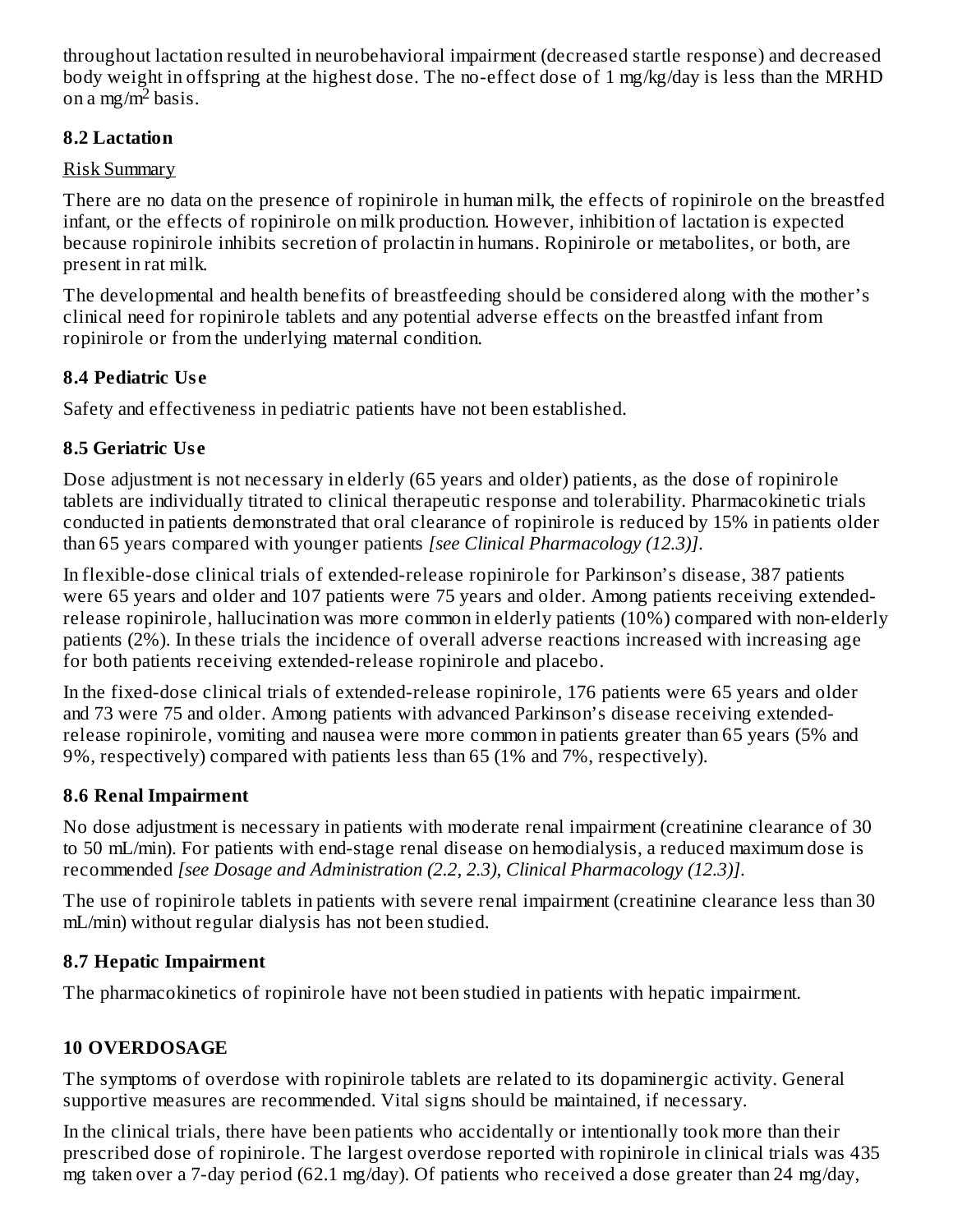throughout lactation resulted in neurobehavioral impairment (decreased startle response) and decreased body weight in offspring at the highest dose. The no-effect dose of 1 mg/kg/day is less than the MRHD on a mg/$m^2$ basis.

### 8.2 Lactation

Risk Summary

There are no data on the presence of ropinirole in human milk, the effects of ropinirole on the breastfed infant, or the effects of ropinirole on milk production. However, inhibition of lactation is expected because ropinirole inhibits secretion of prolactin in humans. Ropinirole or metabolites, or both, are present in rat milk.

The developmental and health benefits of breastfeeding should be considered along with the mother's clinical need for ropinirole tablets and any potential adverse effects on the breastfed infant from ropinirole or from the underlying maternal condition.

### 8.4 Pediatric Use

Safety and effectiveness in pediatric patients have not been established.

### 8.5 Geriatric Use

Dose adjustment is not necessary in elderly (65 years and older) patients, as the dose of ropinirole tablets are individually titrated to clinical therapeutic response and tolerability. Pharmacokinetic trials conducted in patients demonstrated that oral clearance of ropinirole is reduced by 15% in patients older than 65 years compared with younger patients *[see Clinical Pharmacology (12.3)]*.

In flexible-dose clinical trials of extended-release ropinirole for Parkinson's disease, 387 patients were 65 years and older and 107 patients were 75 years and older. Among patients receiving extended-release ropinirole, hallucination was more common in elderly patients (10%) compared with non-elderly patients (2%). In these trials the incidence of overall adverse reactions increased with increasing age for both patients receiving extended-release ropinirole and placebo.

In the fixed-dose clinical trials of extended-release ropinirole, 176 patients were 65 years and older and 73 were 75 and older. Among patients with advanced Parkinson's disease receiving extended-release ropinirole, vomiting and nausea were more common in patients greater than 65 years (5% and 9%, respectively) compared with patients less than 65 (1% and 7%, respectively).

### 8.6 Renal Impairment

No dose adjustment is necessary in patients with moderate renal impairment (creatinine clearance of 30 to 50 mL/min). For patients with end-stage renal disease on hemodialysis, a reduced maximum dose is recommended *[see Dosage and Administration (2.2, 2.3), Clinical Pharmacology (12.3)]*.

The use of ropinirole tablets in patients with severe renal impairment (creatinine clearance less than 30 mL/min) without regular dialysis has not been studied.

### 8.7 Hepatic Impairment

The pharmacokinetics of ropinirole have not been studied in patients with hepatic impairment.

## 10 OVERDOSAGE

The symptoms of overdose with ropinirole tablets are related to its dopaminergic activity. General supportive measures are recommended. Vital signs should be maintained, if necessary.

In the clinical trials, there have been patients who accidentally or intentionally took more than their prescribed dose of ropinirole. The largest overdose reported with ropinirole in clinical trials was 435 mg taken over a 7-day period (62.1 mg/day). Of patients who received a dose greater than 24 mg/day,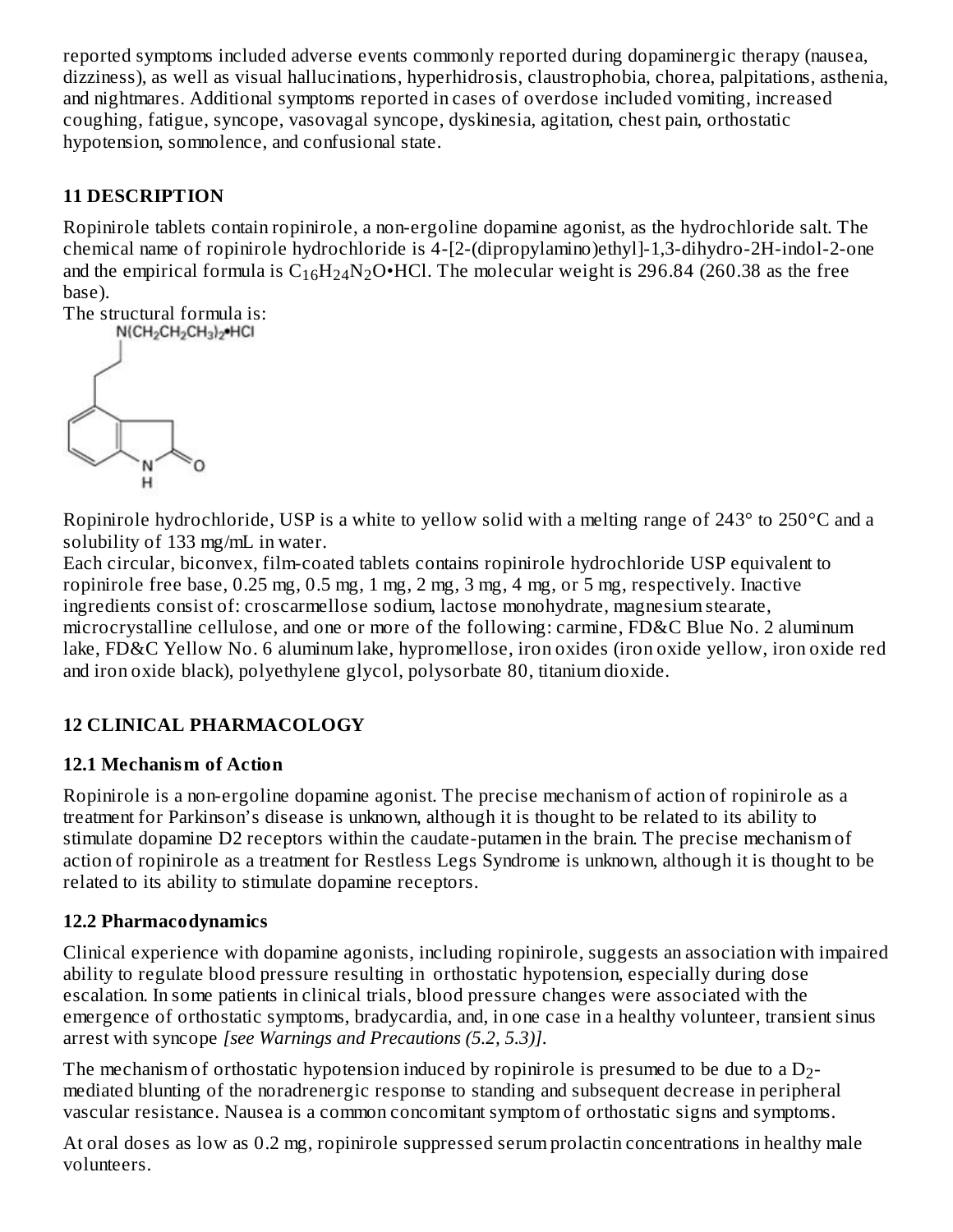reported symptoms included adverse events commonly reported during dopaminergic therapy (nausea, dizziness), as well as visual hallucinations, hyperhidrosis, claustrophobia, chorea, palpitations, asthenia, and nightmares. Additional symptoms reported in cases of overdose included vomiting, increased coughing, fatigue, syncope, vasovagal syncope, dyskinesia, agitation, chest pain, orthostatic hypotension, somnolence, and confusional state.

## 11 DESCRIPTION

Ropinirole tablets contain ropinirole, a non-ergoline dopamine agonist, as the hydrochloride salt. The chemical name of ropinirole hydrochloride is 4-[2-(dipropylamino)ethyl]-1,3-dihydro-2H-indol-2-one and the empirical formula is $C_{16}H_{24}N_2O$•HCl. The molecular weight is 296.84 (260.38 as the free base).

The structural formula is:

Ropinirole hydrochloride, USP is a white to yellow solid with a melting range of 243° to 250°C and a solubility of 133 mg/mL in water.

Each circular, biconvex, film-coated tablets contains ropinirole hydrochloride USP equivalent to ropinirole free base, 0.25 mg, 0.5 mg, 1 mg, 2 mg, 3 mg, 4 mg, or 5 mg, respectively. Inactive ingredients consist of: croscarmellose sodium, lactose monohydrate, magnesium stearate, microcrystalline cellulose, and one or more of the following: carmine, FD&C Blue No. 2 aluminum lake, FD&C Yellow No. 6 aluminum lake, hypromellose, iron oxides (iron oxide yellow, iron oxide red and iron oxide black), polyethylene glycol, polysorbate 80, titanium dioxide.

## 12 CLINICAL PHARMACOLOGY

### 12.1 Mechanism of Action

Ropinirole is a non-ergoline dopamine agonist. The precise mechanism of action of ropinirole as a treatment for Parkinson's disease is unknown, although it is thought to be related to its ability to stimulate dopamine D2 receptors within the caudate-putamen in the brain. The precise mechanism of action of ropinirole as a treatment for Restless Legs Syndrome is unknown, although it is thought to be related to its ability to stimulate dopamine receptors.

### 12.2 Pharmacodynamics

Clinical experience with dopamine agonists, including ropinirole, suggests an association with impaired ability to regulate blood pressure resulting in orthostatic hypotension, especially during dose escalation. In some patients in clinical trials, blood pressure changes were associated with the emergence of orthostatic symptoms, bradycardia, and, in one case in a healthy volunteer, transient sinus arrest with syncope *[see Warnings and Precautions (5.2, 5.3)]*.

The mechanism of orthostatic hypotension induced by ropinirole is presumed to be due to a $D_2$-mediated blunting of the noradrenergic response to standing and subsequent decrease in peripheral vascular resistance. Nausea is a common concomitant symptom of orthostatic signs and symptoms.

At oral doses as low as 0.2 mg, ropinirole suppressed serum prolactin concentrations in healthy male volunteers.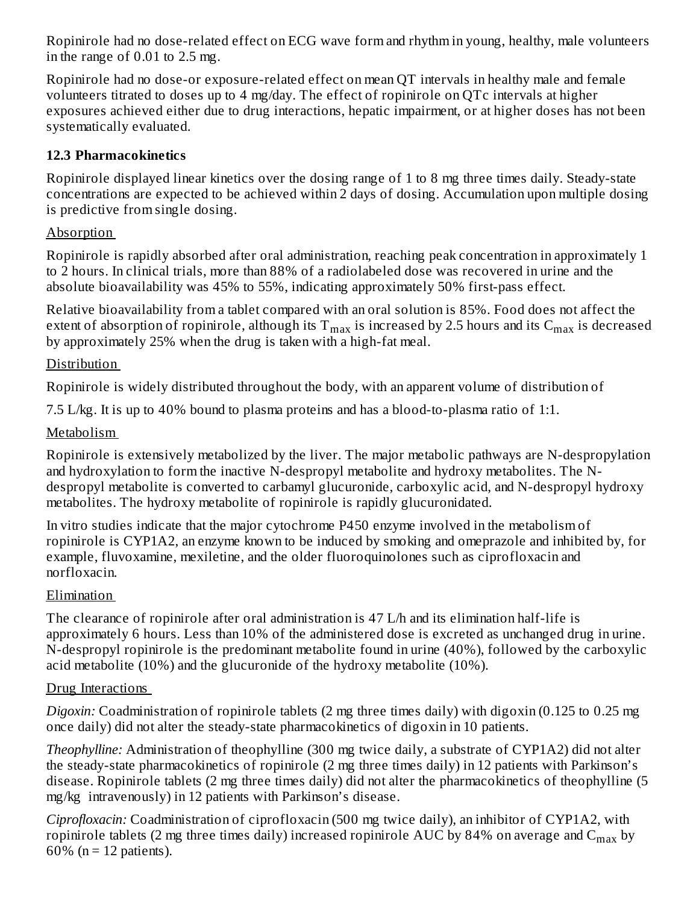Ropinirole had no dose-related effect on ECG wave form and rhythm in young, healthy, male volunteers in the range of 0.01 to 2.5 mg.

Ropinirole had no dose-or exposure-related effect on mean QT intervals in healthy male and female volunteers titrated to doses up to 4 mg/day. The effect of ropinirole on QTc intervals at higher exposures achieved either due to drug interactions, hepatic impairment, or at higher doses has not been systematically evaluated.

### 12.3 Pharmacokinetics

Ropinirole displayed linear kinetics over the dosing range of 1 to 8 mg three times daily. Steady-state concentrations are expected to be achieved within 2 days of dosing. Accumulation upon multiple dosing is predictive from single dosing.

Absorption

Ropinirole is rapidly absorbed after oral administration, reaching peak concentration in approximately 1 to 2 hours. In clinical trials, more than 88% of a radiolabeled dose was recovered in urine and the absolute bioavailability was 45% to 55%, indicating approximately 50% first-pass effect.

Relative bioavailability from a tablet compared with an oral solution is 85%. Food does not affect the extent of absorption of ropinirole, although its $T_{max}$ is increased by 2.5 hours and its $C_{max}$ is decreased by approximately 25% when the drug is taken with a high-fat meal.

Distribution

Ropinirole is widely distributed throughout the body, with an apparent volume of distribution of

7.5 L/kg. It is up to 40% bound to plasma proteins and has a blood-to-plasma ratio of 1:1.

Metabolism

Ropinirole is extensively metabolized by the liver. The major metabolic pathways are N-despropylation and hydroxylation to form the inactive N-despropyl metabolite and hydroxy metabolites. The N-despropyl metabolite is converted to carbamyl glucuronide, carboxylic acid, and N-despropyl hydroxy metabolites. The hydroxy metabolite of ropinirole is rapidly glucuronidated.

In vitro studies indicate that the major cytochrome P450 enzyme involved in the metabolism of ropinirole is CYP1A2, an enzyme known to be induced by smoking and omeprazole and inhibited by, for example, fluvoxamine, mexiletine, and the older fluoroquinolones such as ciprofloxacin and norfloxacin.

Elimination

The clearance of ropinirole after oral administration is 47 L/h and its elimination half-life is approximately 6 hours. Less than 10% of the administered dose is excreted as unchanged drug in urine. N-despropyl ropinirole is the predominant metabolite found in urine (40%), followed by the carboxylic acid metabolite (10%) and the glucuronide of the hydroxy metabolite (10%).

Drug Interactions

*Digoxin:* Coadministration of ropinirole tablets (2 mg three times daily) with digoxin (0.125 to 0.25 mg once daily) did not alter the steady-state pharmacokinetics of digoxin in 10 patients.

*Theophylline:* Administration of theophylline (300 mg twice daily, a substrate of CYP1A2) did not alter the steady-state pharmacokinetics of ropinirole (2 mg three times daily) in 12 patients with Parkinson's disease. Ropinirole tablets (2 mg three times daily) did not alter the pharmacokinetics of theophylline (5 mg/kg intravenously) in 12 patients with Parkinson's disease.

*Ciprofloxacin:* Coadministration of ciprofloxacin (500 mg twice daily), an inhibitor of CYP1A2, with ropinirole tablets (2 mg three times daily) increased ropinirole AUC by 84% on average and $C_{max}$ by 60% (n = 12 patients).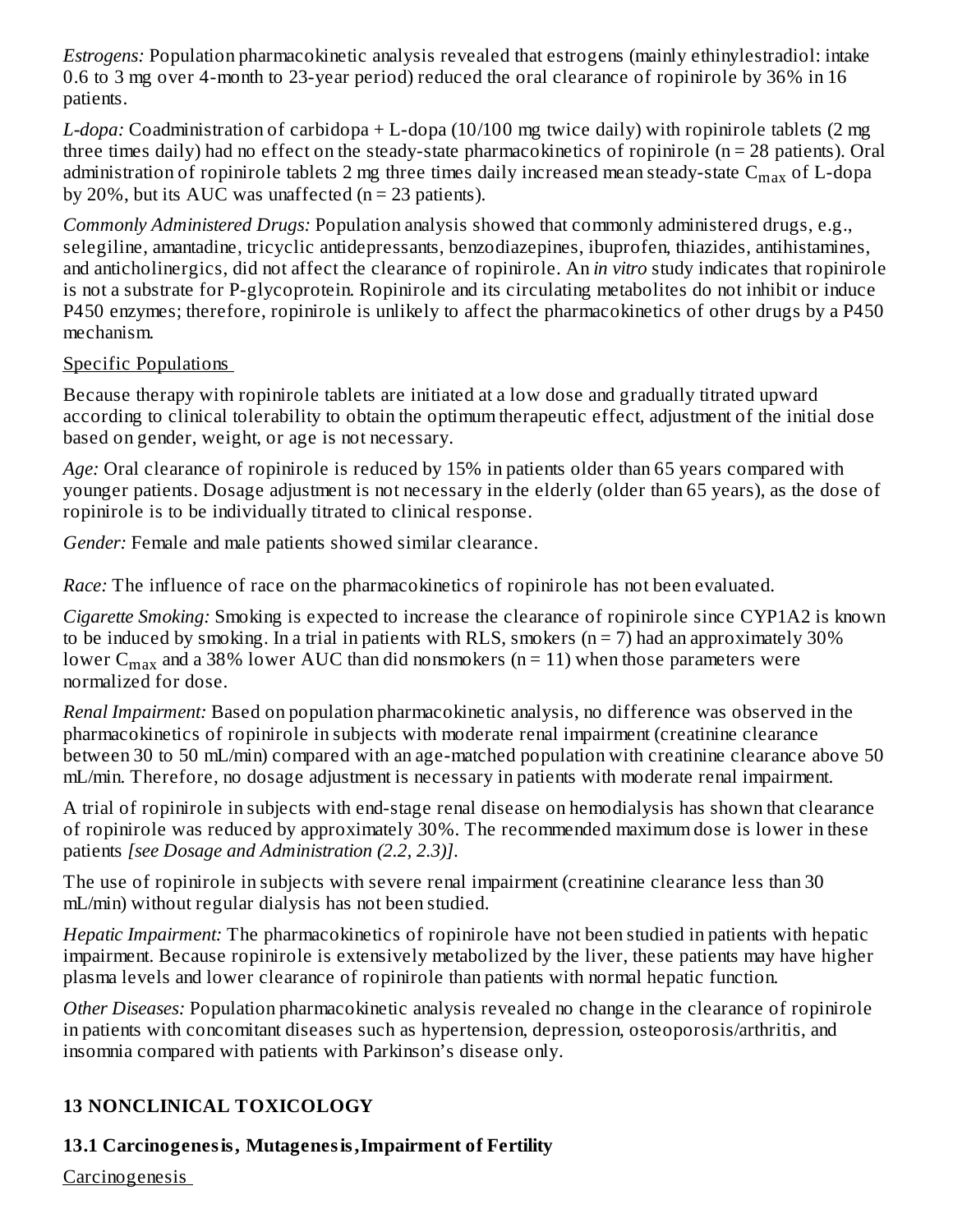*Estrogens:* Population pharmacokinetic analysis revealed that estrogens (mainly ethinylestradiol: intake 0.6 to 3 mg over 4-month to 23-year period) reduced the oral clearance of ropinirole by 36% in 16 patients.

*L-dopa:* Coadministration of carbidopa + L-dopa (10/100 mg twice daily) with ropinirole tablets (2 mg three times daily) had no effect on the steady-state pharmacokinetics of ropinirole (n = 28 patients). Oral administration of ropinirole tablets 2 mg three times daily increased mean steady-state $C_{max}$ of L-dopa by 20%, but its AUC was unaffected (n = 23 patients).

*Commonly Administered Drugs:* Population analysis showed that commonly administered drugs, e.g., selegiline, amantadine, tricyclic antidepressants, benzodiazepines, ibuprofen, thiazides, antihistamines, and anticholinergics, did not affect the clearance of ropinirole. An *in vitro* study indicates that ropinirole is not a substrate for P-glycoprotein. Ropinirole and its circulating metabolites do not inhibit or induce P450 enzymes; therefore, ropinirole is unlikely to affect the pharmacokinetics of other drugs by a P450 mechanism.

Specific Populations

Because therapy with ropinirole tablets are initiated at a low dose and gradually titrated upward according to clinical tolerability to obtain the optimum therapeutic effect, adjustment of the initial dose based on gender, weight, or age is not necessary.

*Age:* Oral clearance of ropinirole is reduced by 15% in patients older than 65 years compared with younger patients. Dosage adjustment is not necessary in the elderly (older than 65 years), as the dose of ropinirole is to be individually titrated to clinical response.

*Gender:* Female and male patients showed similar clearance.

*Race:* The influence of race on the pharmacokinetics of ropinirole has not been evaluated.

*Cigarette Smoking:* Smoking is expected to increase the clearance of ropinirole since CYP1A2 is known to be induced by smoking. In a trial in patients with RLS, smokers (n = 7) had an approximately 30% lower $C_{max}$ and a 38% lower AUC than did nonsmokers (n = 11) when those parameters were normalized for dose.

*Renal Impairment:* Based on population pharmacokinetic analysis, no difference was observed in the pharmacokinetics of ropinirole in subjects with moderate renal impairment (creatinine clearance between 30 to 50 mL/min) compared with an age-matched population with creatinine clearance above 50 mL/min. Therefore, no dosage adjustment is necessary in patients with moderate renal impairment.

A trial of ropinirole in subjects with end-stage renal disease on hemodialysis has shown that clearance of ropinirole was reduced by approximately 30%. The recommended maximum dose is lower in these patients *[see Dosage and Administration (2.2, 2.3)]*.

The use of ropinirole in subjects with severe renal impairment (creatinine clearance less than 30 mL/min) without regular dialysis has not been studied.

*Hepatic Impairment:* The pharmacokinetics of ropinirole have not been studied in patients with hepatic impairment. Because ropinirole is extensively metabolized by the liver, these patients may have higher plasma levels and lower clearance of ropinirole than patients with normal hepatic function.

*Other Diseases:* Population pharmacokinetic analysis revealed no change in the clearance of ropinirole in patients with concomitant diseases such as hypertension, depression, osteoporosis/arthritis, and insomnia compared with patients with Parkinson's disease only.

## 13 NONCLINICAL TOXICOLOGY

### 13.1 Carcinogenesis, Mutagenesis, Impairment of Fertility

Carcinogenesis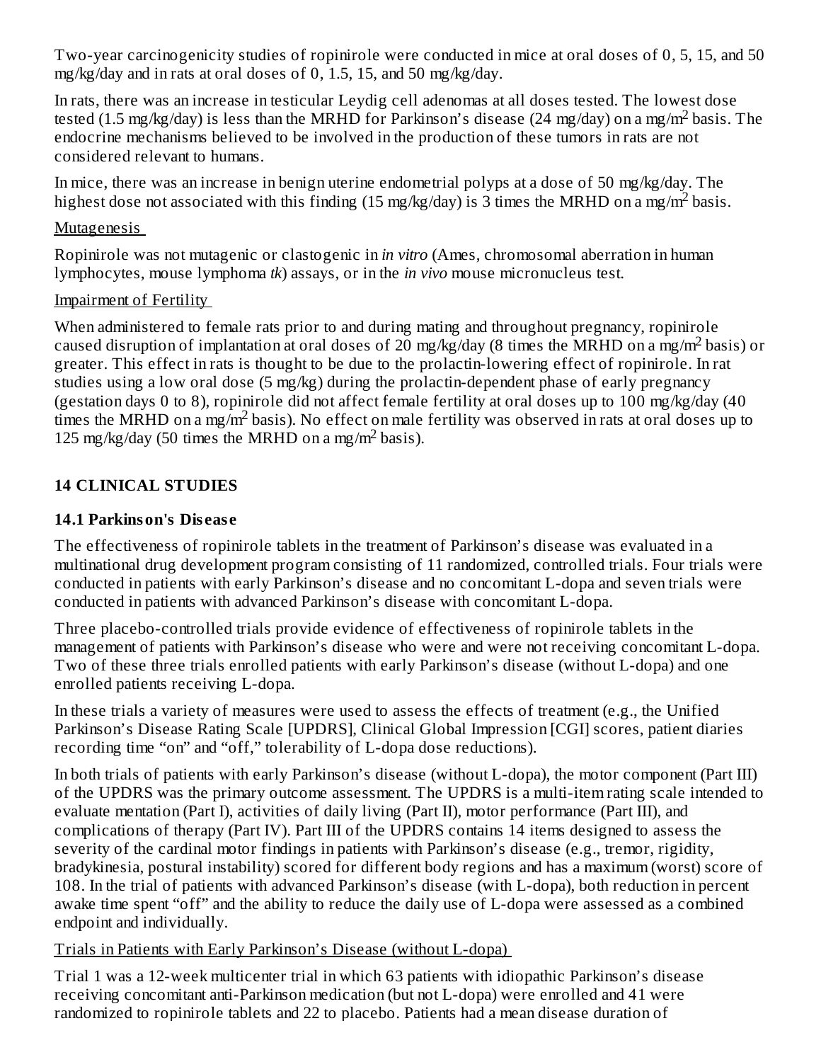Two-year carcinogenicity studies of ropinirole were conducted in mice at oral doses of 0, 5, 15, and 50 mg/kg/day and in rats at oral doses of 0, 1.5, 15, and 50 mg/kg/day.

In rats, there was an increase in testicular Leydig cell adenomas at all doses tested. The lowest dose tested (1.5 mg/kg/day) is less than the MRHD for Parkinson's disease (24 mg/day) on a $mg/m^2$ basis. The endocrine mechanisms believed to be involved in the production of these tumors in rats are not considered relevant to humans.

In mice, there was an increase in benign uterine endometrial polyps at a dose of 50 mg/kg/day. The highest dose not associated with this finding (15 mg/kg/day) is 3 times the MRHD on a $mg/m^2$ basis.

Mutagenesis

Ropinirole was not mutagenic or clastogenic in *in vitro* (Ames, chromosomal aberration in human lymphocytes, mouse lymphoma *tk*) assays, or in the *in vivo* mouse micronucleus test.

Impairment of Fertility

When administered to female rats prior to and during mating and throughout pregnancy, ropinirole caused disruption of implantation at oral doses of 20 mg/kg/day (8 times the MRHD on a $mg/m^2$ basis) or greater. This effect in rats is thought to be due to the prolactin-lowering effect of ropinirole. In rat studies using a low oral dose (5 mg/kg) during the prolactin-dependent phase of early pregnancy (gestation days 0 to 8), ropinirole did not affect female fertility at oral doses up to 100 mg/kg/day (40 times the MRHD on a $mg/m^2$ basis). No effect on male fertility was observed in rats at oral doses up to 125 mg/kg/day (50 times the MRHD on a $mg/m^2$ basis).

## 14 CLINICAL STUDIES

### 14.1 Parkinson's Disease

The effectiveness of ropinirole tablets in the treatment of Parkinson's disease was evaluated in a multinational drug development program consisting of 11 randomized, controlled trials. Four trials were conducted in patients with early Parkinson's disease and no concomitant L-dopa and seven trials were conducted in patients with advanced Parkinson's disease with concomitant L-dopa.

Three placebo-controlled trials provide evidence of effectiveness of ropinirole tablets in the management of patients with Parkinson's disease who were and were not receiving concomitant L-dopa. Two of these three trials enrolled patients with early Parkinson's disease (without L-dopa) and one enrolled patients receiving L-dopa.

In these trials a variety of measures were used to assess the effects of treatment (e.g., the Unified Parkinson's Disease Rating Scale [UPDRS], Clinical Global Impression [CGI] scores, patient diaries recording time "on" and "off," tolerability of L-dopa dose reductions).

In both trials of patients with early Parkinson's disease (without L-dopa), the motor component (Part III) of the UPDRS was the primary outcome assessment. The UPDRS is a multi-item rating scale intended to evaluate mentation (Part I), activities of daily living (Part II), motor performance (Part III), and complications of therapy (Part IV). Part III of the UPDRS contains 14 items designed to assess the severity of the cardinal motor findings in patients with Parkinson's disease (e.g., tremor, rigidity, bradykinesia, postural instability) scored for different body regions and has a maximum (worst) score of 108. In the trial of patients with advanced Parkinson's disease (with L-dopa), both reduction in percent awake time spent "off" and the ability to reduce the daily use of L-dopa were assessed as a combined endpoint and individually.

Trials in Patients with Early Parkinson's Disease (without L-dopa)

Trial 1 was a 12-week multicenter trial in which 63 patients with idiopathic Parkinson's disease receiving concomitant anti-Parkinson medication (but not L-dopa) were enrolled and 41 were randomized to ropinirole tablets and 22 to placebo. Patients had a mean disease duration of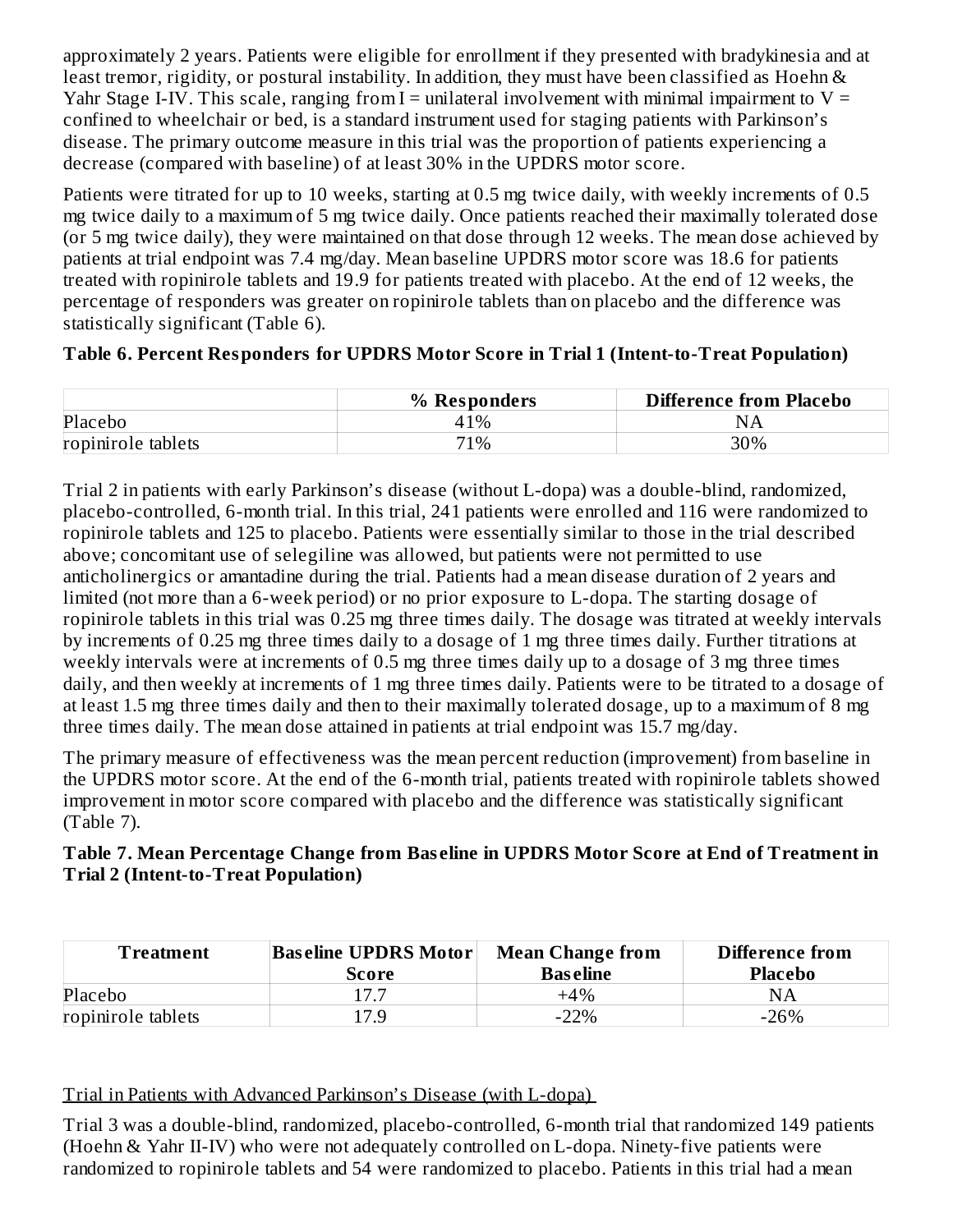approximately 2 years. Patients were eligible for enrollment if they presented with bradykinesia and at least tremor, rigidity, or postural instability. In addition, they must have been classified as Hoehn & Yahr Stage I-IV. This scale, ranging from I = unilateral involvement with minimal impairment to V = confined to wheelchair or bed, is a standard instrument used for staging patients with Parkinson's disease. The primary outcome measure in this trial was the proportion of patients experiencing a decrease (compared with baseline) of at least 30% in the UPDRS motor score.

Patients were titrated for up to 10 weeks, starting at 0.5 mg twice daily, with weekly increments of 0.5 mg twice daily to a maximum of 5 mg twice daily. Once patients reached their maximally tolerated dose (or 5 mg twice daily), they were maintained on that dose through 12 weeks. The mean dose achieved by patients at trial endpoint was 7.4 mg/day. Mean baseline UPDRS motor score was 18.6 for patients treated with ropinirole tablets and 19.9 for patients treated with placebo. At the end of 12 weeks, the percentage of responders was greater on ropinirole tablets than on placebo and the difference was statistically significant (Table 6).

**Table 6. Percent Responders for UPDRS Motor Score in Trial 1 (Intent-to-Treat Population)**

| | % Responders | Difference from Placebo |
|---|---|---|
| Placebo | 41% | NA |
| ropinirole tablets | 71% | 30% |

Trial 2 in patients with early Parkinson's disease (without L-dopa) was a double-blind, randomized, placebo-controlled, 6-month trial. In this trial, 241 patients were enrolled and 116 were randomized to ropinirole tablets and 125 to placebo. Patients were essentially similar to those in the trial described above; concomitant use of selegiline was allowed, but patients were not permitted to use anticholinergics or amantadine during the trial. Patients had a mean disease duration of 2 years and limited (not more than a 6-week period) or no prior exposure to L-dopa. The starting dosage of ropinirole tablets in this trial was 0.25 mg three times daily. The dosage was titrated at weekly intervals by increments of 0.25 mg three times daily to a dosage of 1 mg three times daily. Further titrations at weekly intervals were at increments of 0.5 mg three times daily up to a dosage of 3 mg three times daily, and then weekly at increments of 1 mg three times daily. Patients were to be titrated to a dosage of at least 1.5 mg three times daily and then to their maximally tolerated dosage, up to a maximum of 8 mg three times daily. The mean dose attained in patients at trial endpoint was 15.7 mg/day.

The primary measure of effectiveness was the mean percent reduction (improvement) from baseline in the UPDRS motor score. At the end of the 6-month trial, patients treated with ropinirole tablets showed improvement in motor score compared with placebo and the difference was statistically significant (Table 7).

**Table 7. Mean Percentage Change from Baseline in UPDRS Motor Score at End of Treatment in Trial 2 (Intent-to-Treat Population)**

| Treatment | Baseline UPDRS Motor Score | Mean Change from Baseline | Difference from Placebo |
|---|---|---|---|
| Placebo | 17.7 | +4% | NA |
| ropinirole tablets | 17.9 | -22% | -26% |

Trial in Patients with Advanced Parkinson's Disease (with L-dopa)

Trial 3 was a double-blind, randomized, placebo-controlled, 6-month trial that randomized 149 patients (Hoehn & Yahr II-IV) who were not adequately controlled on L-dopa. Ninety-five patients were randomized to ropinirole tablets and 54 were randomized to placebo. Patients in this trial had a mean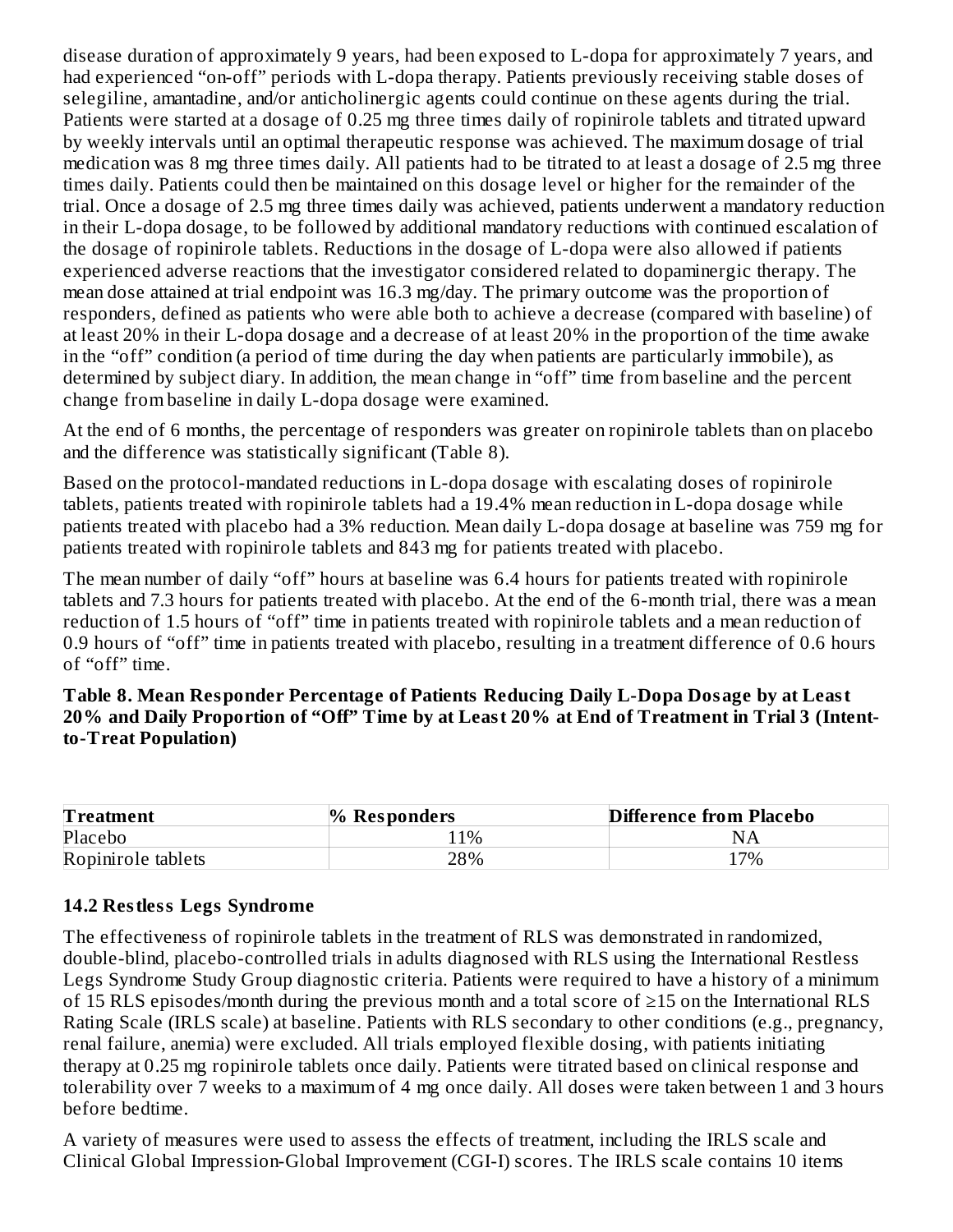disease duration of approximately 9 years, had been exposed to L-dopa for approximately 7 years, and had experienced “on-off” periods with L-dopa therapy. Patients previously receiving stable doses of selegiline, amantadine, and/or anticholinergic agents could continue on these agents during the trial. Patients were started at a dosage of 0.25 mg three times daily of ropinirole tablets and titrated upward by weekly intervals until an optimal therapeutic response was achieved. The maximum dosage of trial medication was 8 mg three times daily. All patients had to be titrated to at least a dosage of 2.5 mg three times daily. Patients could then be maintained on this dosage level or higher for the remainder of the trial. Once a dosage of 2.5 mg three times daily was achieved, patients underwent a mandatory reduction in their L-dopa dosage, to be followed by additional mandatory reductions with continued escalation of the dosage of ropinirole tablets. Reductions in the dosage of L-dopa were also allowed if patients experienced adverse reactions that the investigator considered related to dopaminergic therapy. The mean dose attained at trial endpoint was 16.3 mg/day. The primary outcome was the proportion of responders, defined as patients who were able both to achieve a decrease (compared with baseline) of at least 20% in their L-dopa dosage and a decrease of at least 20% in the proportion of the time awake in the “off” condition (a period of time during the day when patients are particularly immobile), as determined by subject diary. In addition, the mean change in “off” time from baseline and the percent change from baseline in daily L-dopa dosage were examined.

At the end of 6 months, the percentage of responders was greater on ropinirole tablets than on placebo and the difference was statistically significant (Table 8).

Based on the protocol-mandated reductions in L-dopa dosage with escalating doses of ropinirole tablets, patients treated with ropinirole tablets had a 19.4% mean reduction in L-dopa dosage while patients treated with placebo had a 3% reduction. Mean daily L-dopa dosage at baseline was 759 mg for patients treated with ropinirole tablets and 843 mg for patients treated with placebo.

The mean number of daily “off” hours at baseline was 6.4 hours for patients treated with ropinirole tablets and 7.3 hours for patients treated with placebo. At the end of the 6-month trial, there was a mean reduction of 1.5 hours of “off” time in patients treated with ropinirole tablets and a mean reduction of 0.9 hours of “off” time in patients treated with placebo, resulting in a treatment difference of 0.6 hours of “off” time.

**Table 8. Mean Responder Percentage of Patients Reducing Daily L-Dopa Dosage by at Least 20% and Daily Proportion of “Off” Time by at Least 20% at End of Treatment in Trial 3 (Intent-to-Treat Population)**

| Treatment | % Responders | Difference from Placebo |
|---|---|---|
| Placebo | 11% | NA |
| Ropinirole tablets | 28% | 17% |

## 14.2 Restless Legs Syndrome

The effectiveness of ropinirole tablets in the treatment of RLS was demonstrated in randomized, double-blind, placebo-controlled trials in adults diagnosed with RLS using the International Restless Legs Syndrome Study Group diagnostic criteria. Patients were required to have a history of a minimum of 15 RLS episodes/month during the previous month and a total score of ≥15 on the International RLS Rating Scale (IRLS scale) at baseline. Patients with RLS secondary to other conditions (e.g., pregnancy, renal failure, anemia) were excluded. All trials employed flexible dosing, with patients initiating therapy at 0.25 mg ropinirole tablets once daily. Patients were titrated based on clinical response and tolerability over 7 weeks to a maximum of 4 mg once daily. All doses were taken between 1 and 3 hours before bedtime.

A variety of measures were used to assess the effects of treatment, including the IRLS scale and Clinical Global Impression-Global Improvement (CGI-I) scores. The IRLS scale contains 10 items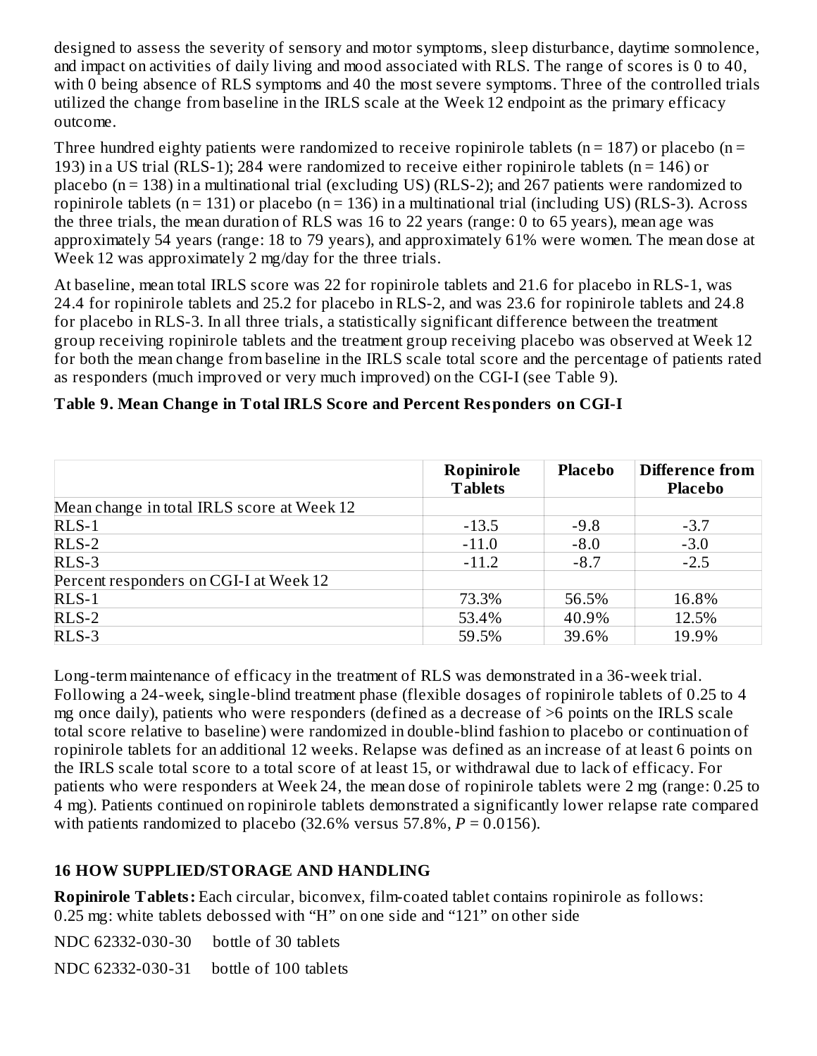designed to assess the severity of sensory and motor symptoms, sleep disturbance, daytime somnolence, and impact on activities of daily living and mood associated with RLS. The range of scores is 0 to 40, with 0 being absence of RLS symptoms and 40 the most severe symptoms. Three of the controlled trials utilized the change from baseline in the IRLS scale at the Week 12 endpoint as the primary efficacy outcome.

Three hundred eighty patients were randomized to receive ropinirole tablets (n = 187) or placebo (n = 193) in a US trial (RLS-1); 284 were randomized to receive either ropinirole tablets (n = 146) or placebo (n = 138) in a multinational trial (excluding US) (RLS-2); and 267 patients were randomized to ropinirole tablets (n = 131) or placebo (n = 136) in a multinational trial (including US) (RLS-3). Across the three trials, the mean duration of RLS was 16 to 22 years (range: 0 to 65 years), mean age was approximately 54 years (range: 18 to 79 years), and approximately 61% were women. The mean dose at Week 12 was approximately 2 mg/day for the three trials.

At baseline, mean total IRLS score was 22 for ropinirole tablets and 21.6 for placebo in RLS-1, was 24.4 for ropinirole tablets and 25.2 for placebo in RLS-2, and was 23.6 for ropinirole tablets and 24.8 for placebo in RLS-3. In all three trials, a statistically significant difference between the treatment group receiving ropinirole tablets and the treatment group receiving placebo was observed at Week 12 for both the mean change from baseline in the IRLS scale total score and the percentage of patients rated as responders (much improved or very much improved) on the CGI-I (see Table 9).

**Table 9. Mean Change in Total IRLS Score and Percent Responders on CGI-I**

| | Ropinirole Tablets | Placebo | Difference from Placebo |
|---|---|---|---|
| Mean change in total IRLS score at Week 12 | | | |
| RLS-1 | -13.5 | -9.8 | -3.7 |
| RLS-2 | -11.0 | -8.0 | -3.0 |
| RLS-3 | -11.2 | -8.7 | -2.5 |
| Percent responders on CGI-I at Week 12 | | | |
| RLS-1 | 73.3% | 56.5% | 16.8% |
| RLS-2 | 53.4% | 40.9% | 12.5% |
| RLS-3 | 59.5% | 39.6% | 19.9% |

Long-term maintenance of efficacy in the treatment of RLS was demonstrated in a 36-week trial. Following a 24-week, single-blind treatment phase (flexible dosages of ropinirole tablets of 0.25 to 4 mg once daily), patients who were responders (defined as a decrease of >6 points on the IRLS scale total score relative to baseline) were randomized in double-blind fashion to placebo or continuation of ropinirole tablets for an additional 12 weeks. Relapse was defined as an increase of at least 6 points on the IRLS scale total score to a total score of at least 15, or withdrawal due to lack of efficacy. For patients who were responders at Week 24, the mean dose of ropinirole tablets were 2 mg (range: 0.25 to 4 mg). Patients continued on ropinirole tablets demonstrated a significantly lower relapse rate compared with patients randomized to placebo (32.6% versus 57.8%, *P* = 0.0156).

## 16 HOW SUPPLIED/STORAGE AND HANDLING

**Ropinirole Tablets:** Each circular, biconvex, film-coated tablet contains ropinirole as follows:
0.25 mg: white tablets debossed with "H" on one side and "121" on other side

NDC 62332-030-30 bottle of 30 tablets

NDC 62332-030-31 bottle of 100 tablets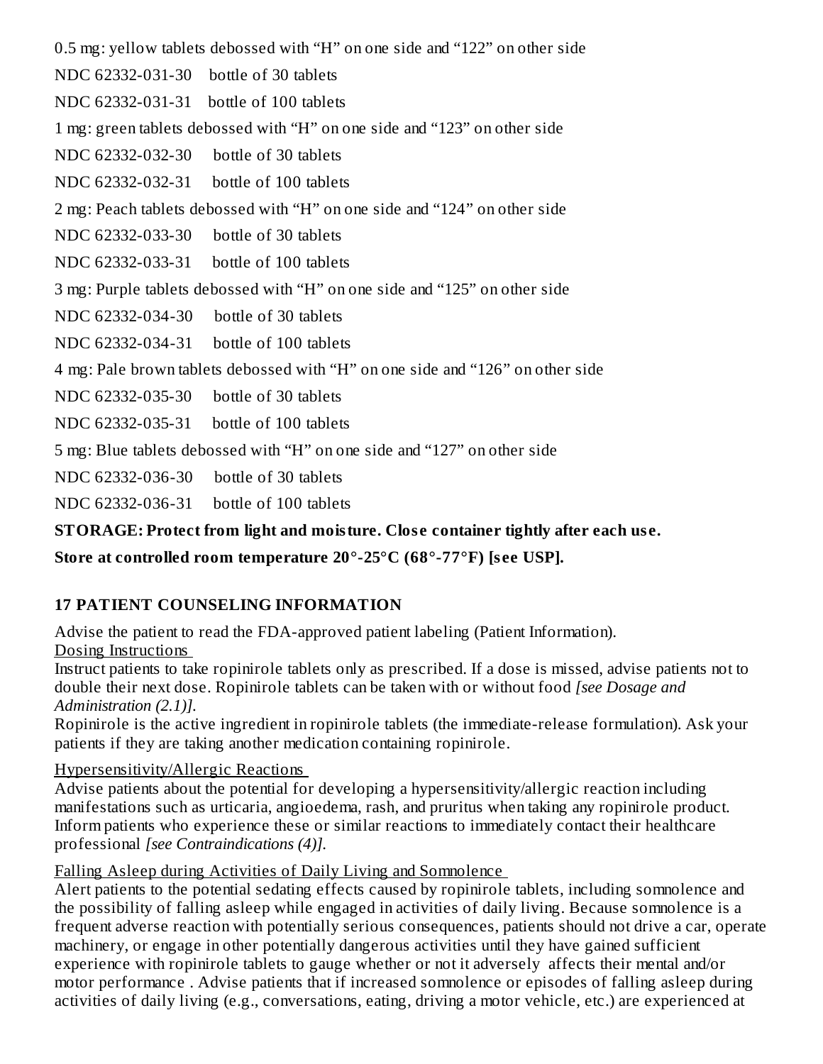0.5 mg: yellow tablets debossed with “H” on one side and “122” on other side

NDC 62332-031-30 bottle of 30 tablets

NDC 62332-031-31 bottle of 100 tablets

1 mg: green tablets debossed with “H” on one side and “123” on other side

NDC 62332-032-30 bottle of 30 tablets

NDC 62332-032-31 bottle of 100 tablets

2 mg: Peach tablets debossed with “H” on one side and “124” on other side

NDC 62332-033-30 bottle of 30 tablets

NDC 62332-033-31 bottle of 100 tablets

3 mg: Purple tablets debossed with “H” on one side and “125” on other side

NDC 62332-034-30 bottle of 30 tablets

NDC 62332-034-31 bottle of 100 tablets

4 mg: Pale brown tablets debossed with “H” on one side and “126” on other side

NDC 62332-035-30 bottle of 30 tablets

NDC 62332-035-31 bottle of 100 tablets

5 mg: Blue tablets debossed with “H” on one side and “127” on other side

NDC 62332-036-30 bottle of 30 tablets

NDC 62332-036-31 bottle of 100 tablets

**STORAGE: Protect from light and moisture. Close container tightly after each use.**

**Store at controlled room temperature 20°-25°C (68°-77°F) [see USP].**

## 17 PATIENT COUNSELING INFORMATION

Advise the patient to read the FDA-approved patient labeling (Patient Information).

Dosing Instructions

Instruct patients to take ropinirole tablets only as prescribed. If a dose is missed, advise patients not to double their next dose. Ropinirole tablets can be taken with or without food *[see Dosage and Administration (2.1)].*

Ropinirole is the active ingredient in ropinirole tablets (the immediate-release formulation). Ask your patients if they are taking another medication containing ropinirole.

Hypersensitivity/Allergic Reactions

Advise patients about the potential for developing a hypersensitivity/allergic reaction including manifestations such as urticaria, angioedema, rash, and pruritus when taking any ropinirole product. Inform patients who experience these or similar reactions to immediately contact their healthcare professional *[see Contraindications (4)].*

Falling Asleep during Activities of Daily Living and Somnolence

Alert patients to the potential sedating effects caused by ropinirole tablets, including somnolence and the possibility of falling asleep while engaged in activities of daily living. Because somnolence is a frequent adverse reaction with potentially serious consequences, patients should not drive a car, operate machinery, or engage in other potentially dangerous activities until they have gained sufficient experience with ropinirole tablets to gauge whether or not it adversely affects their mental and/or motor performance . Advise patients that if increased somnolence or episodes of falling asleep during activities of daily living (e.g., conversations, eating, driving a motor vehicle, etc.) are experienced at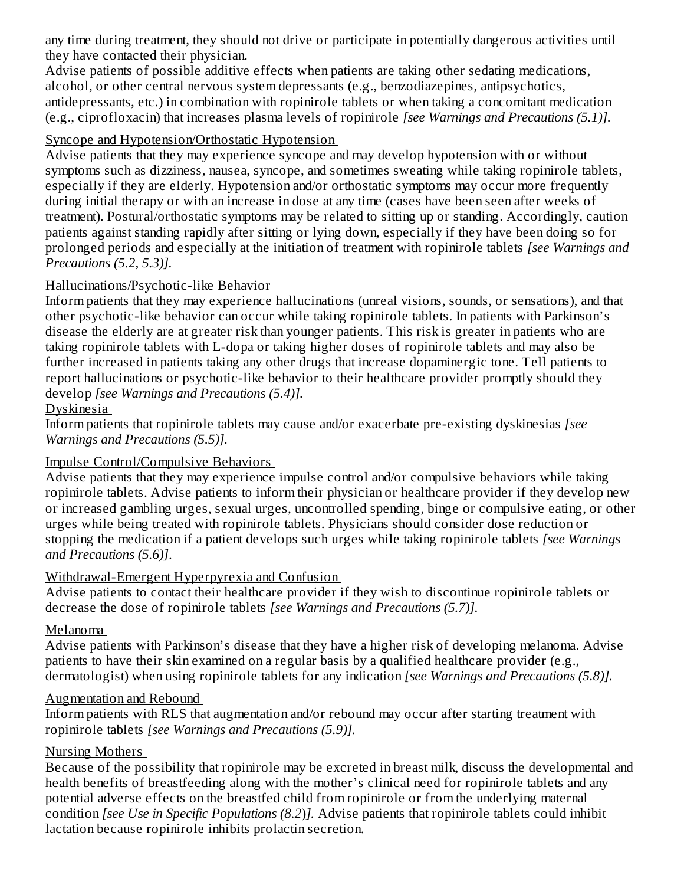any time during treatment, they should not drive or participate in potentially dangerous activities until they have contacted their physician.

Advise patients of possible additive effects when patients are taking other sedating medications, alcohol, or other central nervous system depressants (e.g., benzodiazepines, antipsychotics, antidepressants, etc.) in combination with ropinirole tablets or when taking a concomitant medication (e.g., ciprofloxacin) that increases plasma levels of ropinirole *[see Warnings and Precautions (5.1)].*

Syncope and Hypotension/Orthostatic Hypotension

Advise patients that they may experience syncope and may develop hypotension with or without symptoms such as dizziness, nausea, syncope, and sometimes sweating while taking ropinirole tablets, especially if they are elderly. Hypotension and/or orthostatic symptoms may occur more frequently during initial therapy or with an increase in dose at any time (cases have been seen after weeks of treatment). Postural/orthostatic symptoms may be related to sitting up or standing. Accordingly, caution patients against standing rapidly after sitting or lying down, especially if they have been doing so for prolonged periods and especially at the initiation of treatment with ropinirole tablets *[see Warnings and Precautions (5.2, 5.3)].*

Hallucinations/Psychotic-like Behavior

Inform patients that they may experience hallucinations (unreal visions, sounds, or sensations), and that other psychotic-like behavior can occur while taking ropinirole tablets. In patients with Parkinson's disease the elderly are at greater risk than younger patients. This risk is greater in patients who are taking ropinirole tablets with L-dopa or taking higher doses of ropinirole tablets and may also be further increased in patients taking any other drugs that increase dopaminergic tone. Tell patients to report hallucinations or psychotic-like behavior to their healthcare provider promptly should they develop *[see Warnings and Precautions (5.4)].*

Dyskinesia

Inform patients that ropinirole tablets may cause and/or exacerbate pre-existing dyskinesias *[see Warnings and Precautions (5.5)].*

Impulse Control/Compulsive Behaviors

Advise patients that they may experience impulse control and/or compulsive behaviors while taking ropinirole tablets. Advise patients to inform their physician or healthcare provider if they develop new or increased gambling urges, sexual urges, uncontrolled spending, binge or compulsive eating, or other urges while being treated with ropinirole tablets. Physicians should consider dose reduction or stopping the medication if a patient develops such urges while taking ropinirole tablets *[see Warnings and Precautions (5.6)].*

Withdrawal-Emergent Hyperpyrexia and Confusion

Advise patients to contact their healthcare provider if they wish to discontinue ropinirole tablets or decrease the dose of ropinirole tablets *[see Warnings and Precautions (5.7)].*

Melanoma

Advise patients with Parkinson's disease that they have a higher risk of developing melanoma. Advise patients to have their skin examined on a regular basis by a qualified healthcare provider (e.g., dermatologist) when using ropinirole tablets for any indication *[see Warnings and Precautions (5.8)].*

Augmentation and Rebound

Inform patients with RLS that augmentation and/or rebound may occur after starting treatment with ropinirole tablets *[see Warnings and Precautions (5.9)].*

Nursing Mothers

Because of the possibility that ropinirole may be excreted in breast milk, discuss the developmental and health benefits of breastfeeding along with the mother's clinical need for ropinirole tablets and any potential adverse effects on the breastfed child from ropinirole or from the underlying maternal condition *[see Use in Specific Populations (8.2)].* Advise patients that ropinirole tablets could inhibit lactation because ropinirole inhibits prolactin secretion.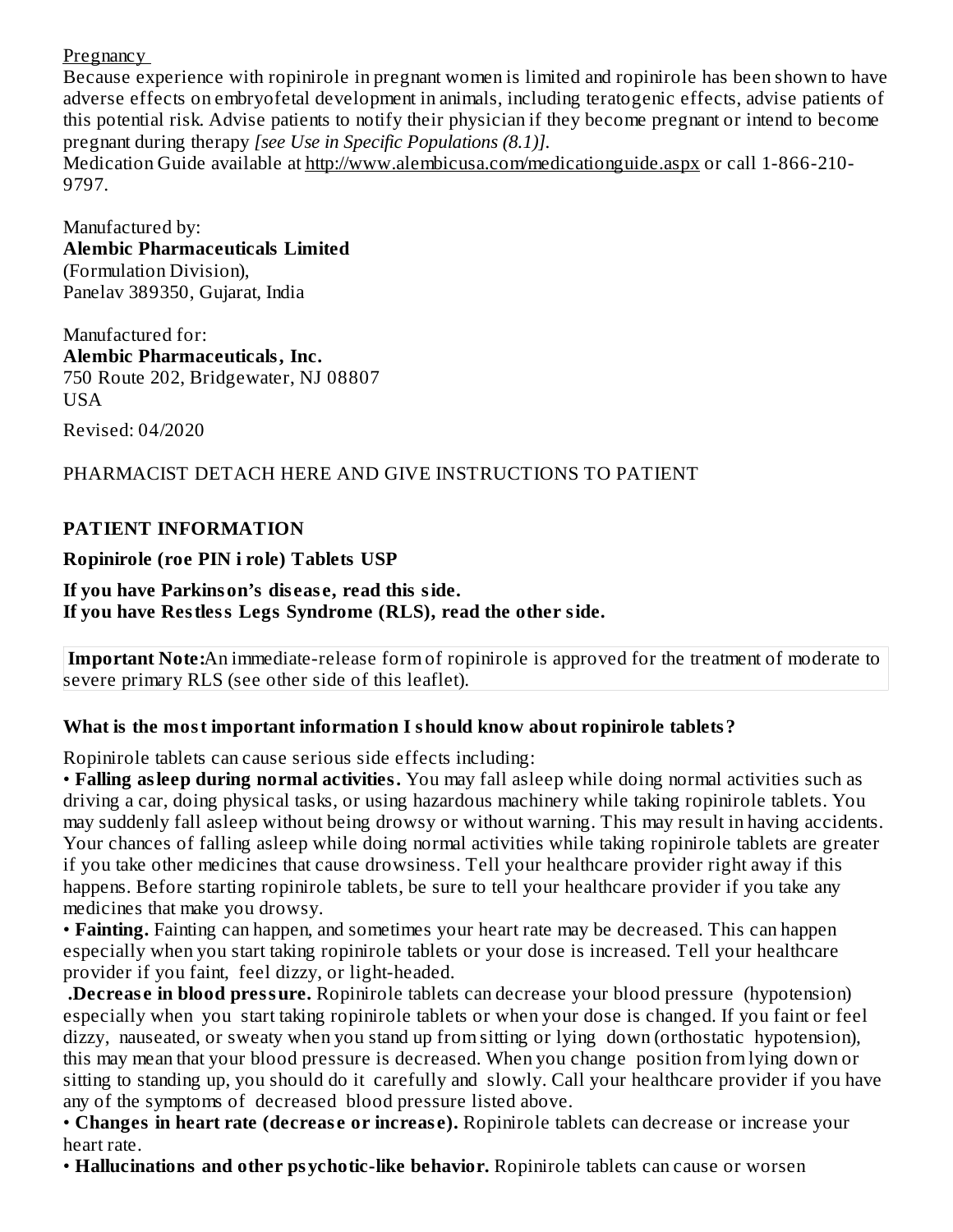Pregnancy

Because experience with ropinirole in pregnant women is limited and ropinirole has been shown to have adverse effects on embryofetal development in animals, including teratogenic effects, advise patients of this potential risk. Advise patients to notify their physician if they become pregnant or intend to become pregnant during therapy *[see Use in Specific Populations (8.1)]*.

Medication Guide available at http://www.alembicusa.com/medicationguide.aspx or call 1-866-210-9797.

Manufactured by:
**Alembic Pharmaceuticals Limited**
(Formulation Division),
Panelav 389350, Gujarat, India

Manufactured for:
**Alembic Pharmaceuticals, Inc.**
750 Route 202, Bridgewater, NJ 08807
USA

Revised: 04/2020

PHARMACIST DETACH HERE AND GIVE INSTRUCTIONS TO PATIENT

## PATIENT INFORMATION

**Ropinirole (roe PIN i role) Tablets USP**

**If you have Parkinson's disease, read this side.**
**If you have Restless Legs Syndrome (RLS), read the other side.**

**Important Note:** An immediate-release form of ropinirole is approved for the treatment of moderate to severe primary RLS (see other side of this leaflet).

### What is the most important information I should know about ropinirole tablets?

Ropinirole tablets can cause serious side effects including:

- **Falling asleep during normal activities.** You may fall asleep while doing normal activities such as driving a car, doing physical tasks, or using hazardous machinery while taking ropinirole tablets. You may suddenly fall asleep without being drowsy or without warning. This may result in having accidents. Your chances of falling asleep while doing normal activities while taking ropinirole tablets are greater if you take other medicines that cause drowsiness. Tell your healthcare provider right away if this happens. Before starting ropinirole tablets, be sure to tell your healthcare provider if you take any medicines that make you drowsy.
- **Fainting.** Fainting can happen, and sometimes your heart rate may be decreased. This can happen especially when you start taking ropinirole tablets or your dose is increased. Tell your healthcare provider if you faint, feel dizzy, or light-headed.
- **Decrease in blood pressure.** Ropinirole tablets can decrease your blood pressure (hypotension) especially when you start taking ropinirole tablets or when your dose is changed. If you faint or feel dizzy, nauseated, or sweaty when you stand up from sitting or lying down (orthostatic hypotension), this may mean that your blood pressure is decreased. When you change position from lying down or sitting to standing up, you should do it carefully and slowly. Call your healthcare provider if you have any of the symptoms of decreased blood pressure listed above.
- **Changes in heart rate (decrease or increase).** Ropinirole tablets can decrease or increase your heart rate.
- **Hallucinations and other psychotic-like behavior.** Ropinirole tablets can cause or worsen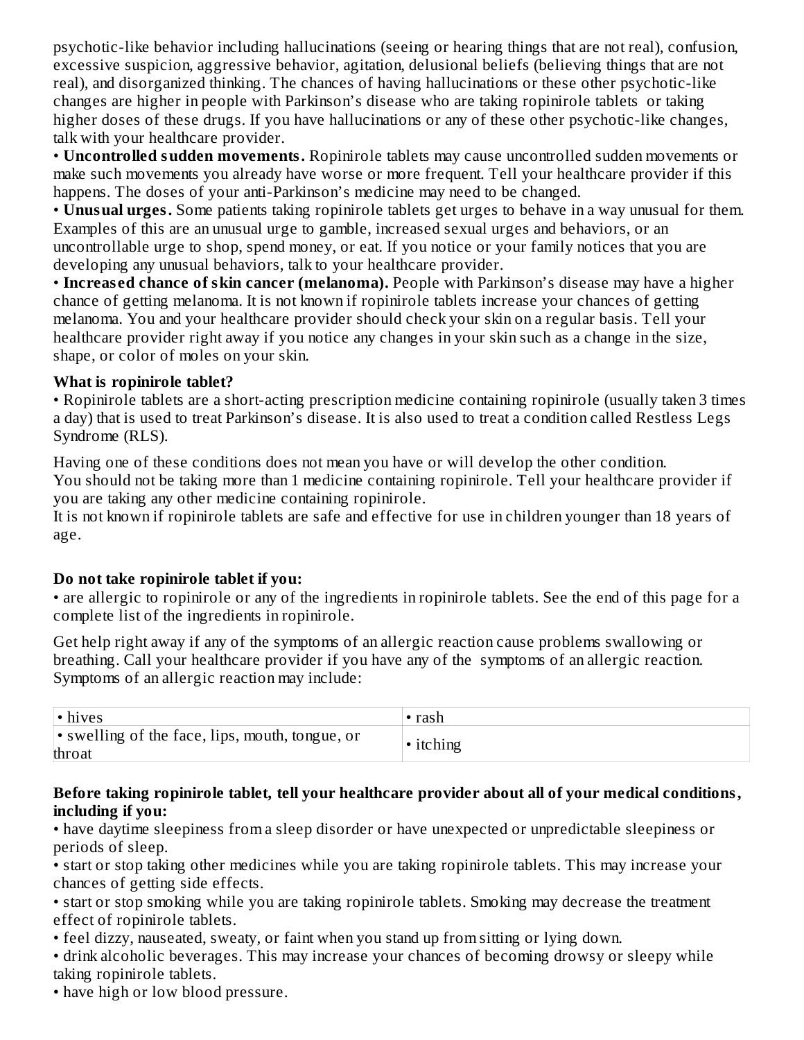psychotic-like behavior including hallucinations (seeing or hearing things that are not real), confusion, excessive suspicion, aggressive behavior, agitation, delusional beliefs (believing things that are not real), and disorganized thinking. The chances of having hallucinations or these other psychotic-like changes are higher in people with Parkinson's disease who are taking ropinirole tablets or taking higher doses of these drugs. If you have hallucinations or any of these other psychotic-like changes, talk with your healthcare provider.

• **Uncontrolled sudden movements.** Ropinirole tablets may cause uncontrolled sudden movements or make such movements you already have worse or more frequent. Tell your healthcare provider if this happens. The doses of your anti-Parkinson's medicine may need to be changed.

• **Unusual urges.** Some patients taking ropinirole tablets get urges to behave in a way unusual for them. Examples of this are an unusual urge to gamble, increased sexual urges and behaviors, or an uncontrollable urge to shop, spend money, or eat. If you notice or your family notices that you are developing any unusual behaviors, talk to your healthcare provider.

• **Increased chance of skin cancer (melanoma).** People with Parkinson's disease may have a higher chance of getting melanoma. It is not known if ropinirole tablets increase your chances of getting melanoma. You and your healthcare provider should check your skin on a regular basis. Tell your healthcare provider right away if you notice any changes in your skin such as a change in the size, shape, or color of moles on your skin.

**What is ropinirole tablet?**

• Ropinirole tablets are a short-acting prescription medicine containing ropinirole (usually taken 3 times a day) that is used to treat Parkinson's disease. It is also used to treat a condition called Restless Legs Syndrome (RLS).

Having one of these conditions does not mean you have or will develop the other condition.
You should not be taking more than 1 medicine containing ropinirole. Tell your healthcare provider if you are taking any other medicine containing ropinirole.
It is not known if ropinirole tablets are safe and effective for use in children younger than 18 years of age.

**Do not take ropinirole tablet if you:**

• are allergic to ropinirole or any of the ingredients in ropinirole tablets. See the end of this page for a complete list of the ingredients in ropinirole.

Get help right away if any of the symptoms of an allergic reaction cause problems swallowing or breathing. Call your healthcare provider if you have any of the symptoms of an allergic reaction. Symptoms of an allergic reaction may include:

| | |
|---|---|
| • hives | • rash |
| • swelling of the face, lips, mouth, tongue, or throat | • itching |

**Before taking ropinirole tablet, tell your healthcare provider about all of your medical conditions, including if you:**

• have daytime sleepiness from a sleep disorder or have unexpected or unpredictable sleepiness or periods of sleep.

• start or stop taking other medicines while you are taking ropinirole tablets. This may increase your chances of getting side effects.

• start or stop smoking while you are taking ropinirole tablets. Smoking may decrease the treatment effect of ropinirole tablets.

• feel dizzy, nauseated, sweaty, or faint when you stand up from sitting or lying down.

• drink alcoholic beverages. This may increase your chances of becoming drowsy or sleepy while taking ropinirole tablets.

• have high or low blood pressure.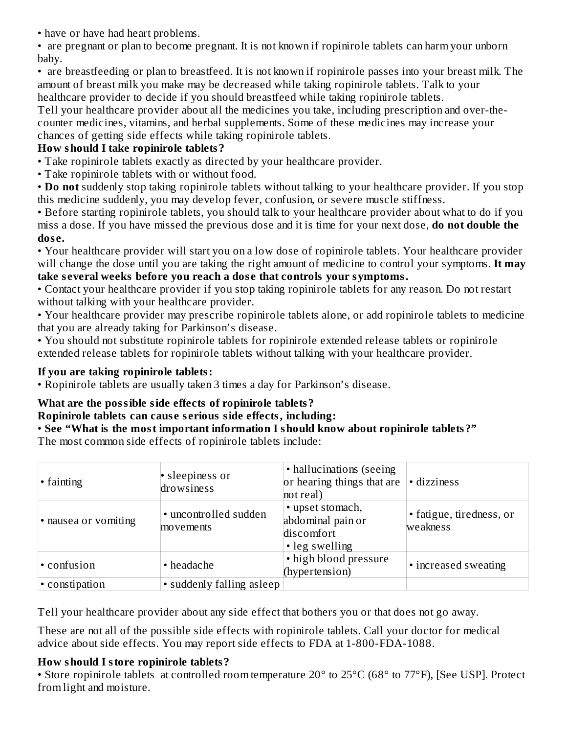- have or have had heart problems.
- are pregnant or plan to become pregnant. It is not known if ropinirole tablets can harm your unborn baby.
- are breastfeeding or plan to breastfeed. It is not known if ropinirole passes into your breast milk. The amount of breast milk you make may be decreased while taking ropinirole tablets. Talk to your healthcare provider to decide if you should breastfeed while taking ropinirole tablets.

Tell your healthcare provider about all the medicines you take, including prescription and over-the-counter medicines, vitamins, and herbal supplements. Some of these medicines may increase your chances of getting side effects while taking ropinirole tablets.

**How should I take ropinirole tablets?**

- Take ropinirole tablets exactly as directed by your healthcare provider.
- Take ropinirole tablets with or without food.
- **Do not** suddenly stop taking ropinirole tablets without talking to your healthcare provider. If you stop this medicine suddenly, you may develop fever, confusion, or severe muscle stiffness.
- Before starting ropinirole tablets, you should talk to your healthcare provider about what to do if you miss a dose. If you have missed the previous dose and it is time for your next dose, **do not double the dose.**
- Your healthcare provider will start you on a low dose of ropinirole tablets. Your healthcare provider will change the dose until you are taking the right amount of medicine to control your symptoms. **It may take several weeks before you reach a dose that controls your symptoms.**
- Contact your healthcare provider if you stop taking ropinirole tablets for any reason. Do not restart without talking with your healthcare provider.
- Your healthcare provider may prescribe ropinirole tablets alone, or add ropinirole tablets to medicine that you are already taking for Parkinson's disease.
- You should not substitute ropinirole tablets for ropinirole extended release tablets or ropinirole extended release tablets for ropinirole tablets without talking with your healthcare provider.

**If you are taking ropinirole tablets:**

- Ropinirole tablets are usually taken 3 times a day for Parkinson's disease.

**What are the possible side effects of ropinirole tablets?**

**Ropinirole tablets can cause serious side effects, including:**

- **See "What is the most important information I should know about ropinirole tablets?"**

The most common side effects of ropinirole tablets include:

| | | | |
|---|---|---|---|
| • fainting | • sleepiness or drowsiness | • hallucinations (seeing or hearing things that are not real) | • dizziness |
| • nausea or vomiting | • uncontrolled sudden movements | • upset stomach, abdominal pain or discomfort | • fatigue, tiredness, or weakness |
| | | • leg swelling | |
| • confusion | • headache | • high blood pressure (hypertension) | • increased sweating |
| • constipation | • suddenly falling asleep | | |

Tell your healthcare provider about any side effect that bothers you or that does not go away.

These are not all of the possible side effects with ropinirole tablets. Call your doctor for medical advice about side effects. You may report side effects to FDA at 1-800-FDA-1088.

**How should I store ropinirole tablets?**

- Store ropinirole tablets at controlled room temperature 20° to 25°C (68° to 77°F), [See USP]. Protect from light and moisture.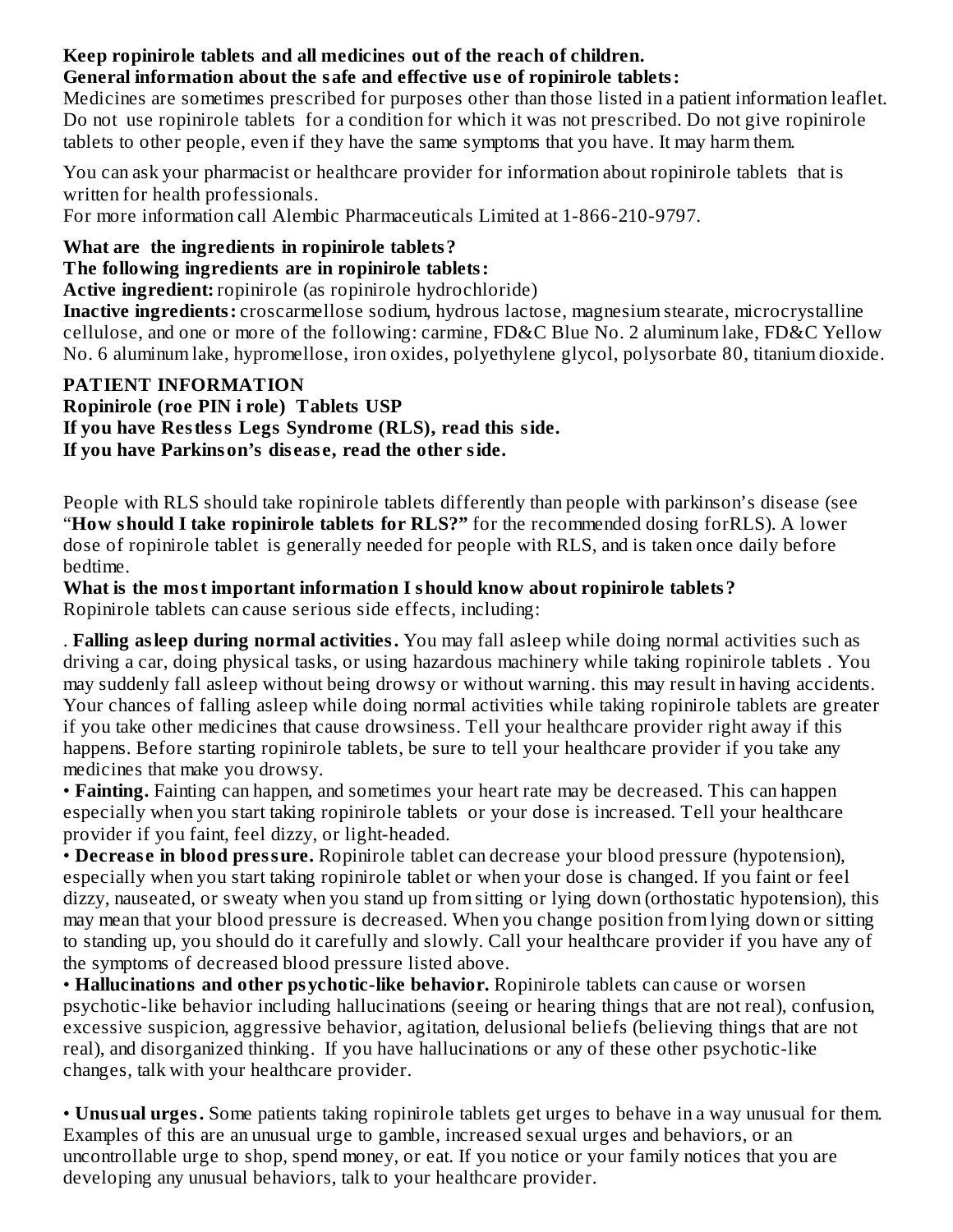**Keep ropinirole tablets and all medicines out of the reach of children.**

**General information about the safe and effective use of ropinirole tablets:**

Medicines are sometimes prescribed for purposes other than those listed in a patient information leaflet. Do not use ropinirole tablets for a condition for which it was not prescribed. Do not give ropinirole tablets to other people, even if they have the same symptoms that you have. It may harm them.

You can ask your pharmacist or healthcare provider for information about ropinirole tablets that is written for health professionals.

For more information call Alembic Pharmaceuticals Limited at 1-866-210-9797.

**What are the ingredients in ropinirole tablets?**

**The following ingredients are in ropinirole tablets:**

**Active ingredient:** ropinirole (as ropinirole hydrochloride)

**Inactive ingredients:** croscarmellose sodium, hydrous lactose, magnesium stearate, microcrystalline cellulose, and one or more of the following: carmine, FD&C Blue No. 2 aluminum lake, FD&C Yellow No. 6 aluminum lake, hypromellose, iron oxides, polyethylene glycol, polysorbate 80, titanium dioxide.

**PATIENT INFORMATION**

**Ropinirole (roe PIN i role) Tablets USP**

**If you have Restless Legs Syndrome (RLS), read this side.**

**If you have Parkinson's disease, read the other side.**

People with RLS should take ropinirole tablets differently than people with parkinson's disease (see "**How should I take ropinirole tablets for RLS?"** for the recommended dosing forRLS). A lower dose of ropinirole tablet is generally needed for people with RLS, and is taken once daily before bedtime.

**What is the most important information I should know about ropinirole tablets?**

Ropinirole tablets can cause serious side effects, including:

- **Falling asleep during normal activities.** You may fall asleep while doing normal activities such as driving a car, doing physical tasks, or using hazardous machinery while taking ropinirole tablets . You may suddenly fall asleep without being drowsy or without warning. this may result in having accidents. Your chances of falling asleep while doing normal activities while taking ropinirole tablets are greater if you take other medicines that cause drowsiness. Tell your healthcare provider right away if this happens. Before starting ropinirole tablets, be sure to tell your healthcare provider if you take any medicines that make you drowsy.
- **Fainting.** Fainting can happen, and sometimes your heart rate may be decreased. This can happen especially when you start taking ropinirole tablets or your dose is increased. Tell your healthcare provider if you faint, feel dizzy, or light-headed.
- **Decrease in blood pressure.** Ropinirole tablet can decrease your blood pressure (hypotension), especially when you start taking ropinirole tablet or when your dose is changed. If you faint or feel dizzy, nauseated, or sweaty when you stand up from sitting or lying down (orthostatic hypotension), this may mean that your blood pressure is decreased. When you change position from lying down or sitting to standing up, you should do it carefully and slowly. Call your healthcare provider if you have any of the symptoms of decreased blood pressure listed above.
- **Hallucinations and other psychotic-like behavior.** Ropinirole tablets can cause or worsen psychotic-like behavior including hallucinations (seeing or hearing things that are not real), confusion, excessive suspicion, aggressive behavior, agitation, delusional beliefs (believing things that are not real), and disorganized thinking. If you have hallucinations or any of these other psychotic-like changes, talk with your healthcare provider.
- **Unusual urges.** Some patients taking ropinirole tablets get urges to behave in a way unusual for them. Examples of this are an unusual urge to gamble, increased sexual urges and behaviors, or an uncontrollable urge to shop, spend money, or eat. If you notice or your family notices that you are developing any unusual behaviors, talk to your healthcare provider.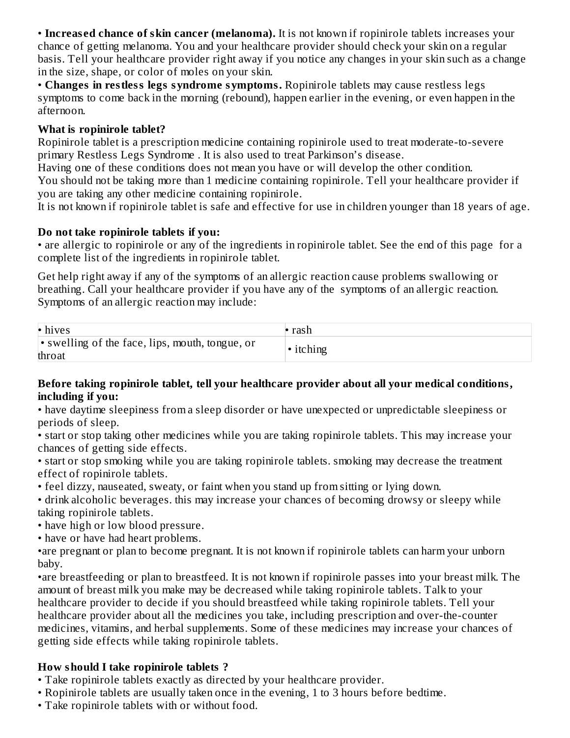• **Increased chance of skin cancer (melanoma).** It is not known if ropinirole tablets increases your chance of getting melanoma. You and your healthcare provider should check your skin on a regular basis. Tell your healthcare provider right away if you notice any changes in your skin such as a change in the size, shape, or color of moles on your skin.

• **Changes in restless legs syndrome symptoms.** Ropinirole tablets may cause restless legs symptoms to come back in the morning (rebound), happen earlier in the evening, or even happen in the afternoon.

**What is ropinirole tablet?**

Ropinirole tablet is a prescription medicine containing ropinirole used to treat moderate-to-severe primary Restless Legs Syndrome . It is also used to treat Parkinson's disease.

Having one of these conditions does not mean you have or will develop the other condition.

You should not be taking more than 1 medicine containing ropinirole. Tell your healthcare provider if you are taking any other medicine containing ropinirole.

It is not known if ropinirole tablet is safe and effective for use in children younger than 18 years of age.

**Do not take ropinirole tablets if you:**

• are allergic to ropinirole or any of the ingredients in ropinirole tablet. See the end of this page for a complete list of the ingredients in ropinirole tablet.

Get help right away if any of the symptoms of an allergic reaction cause problems swallowing or breathing. Call your healthcare provider if you have any of the symptoms of an allergic reaction. Symptoms of an allergic reaction may include:

| | |
|---|---|
| • hives | • rash |
| • swelling of the face, lips, mouth, tongue, or throat | • itching |

**Before taking ropinirole tablet, tell your healthcare provider about all your medical conditions, including if you:**

• have daytime sleepiness from a sleep disorder or have unexpected or unpredictable sleepiness or periods of sleep.

• start or stop taking other medicines while you are taking ropinirole tablets. This may increase your chances of getting side effects.

• start or stop smoking while you are taking ropinirole tablets. smoking may decrease the treatment effect of ropinirole tablets.

• feel dizzy, nauseated, sweaty, or faint when you stand up from sitting or lying down.

• drink alcoholic beverages. this may increase your chances of becoming drowsy or sleepy while taking ropinirole tablets.

• have high or low blood pressure.

• have or have had heart problems.

•are pregnant or plan to become pregnant. It is not known if ropinirole tablets can harm your unborn baby.

•are breastfeeding or plan to breastfeed. It is not known if ropinirole passes into your breast milk. The amount of breast milk you make may be decreased while taking ropinirole tablets. Talk to your healthcare provider to decide if you should breastfeed while taking ropinirole tablets. Tell your healthcare provider about all the medicines you take, including prescription and over-the-counter medicines, vitamins, and herbal supplements. Some of these medicines may increase your chances of getting side effects while taking ropinirole tablets.

**How should I take ropinirole tablets ?**

• Take ropinirole tablets exactly as directed by your healthcare provider.

• Ropinirole tablets are usually taken once in the evening, 1 to 3 hours before bedtime.

• Take ropinirole tablets with or without food.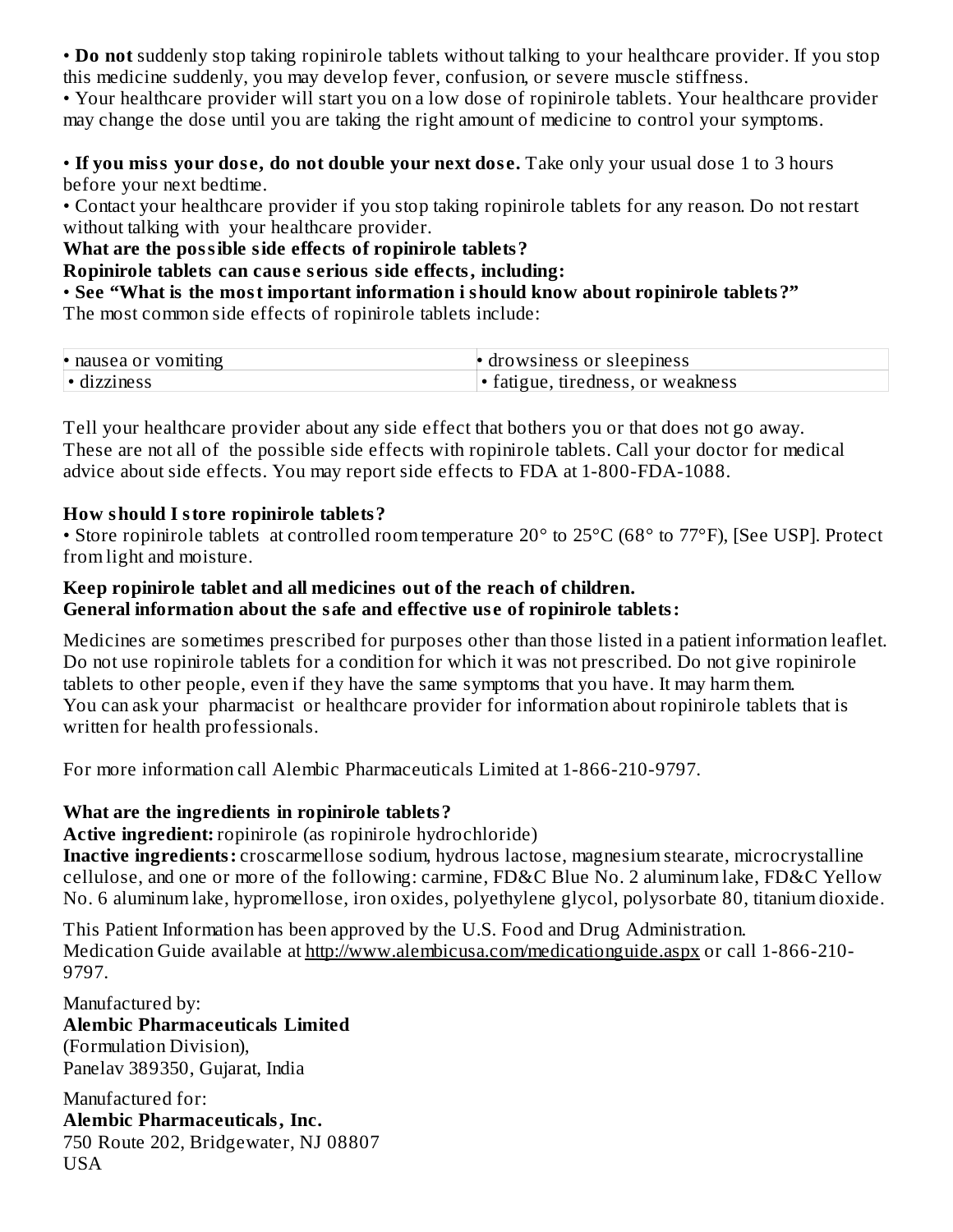• **Do not** suddenly stop taking ropinirole tablets without talking to your healthcare provider. If you stop this medicine suddenly, you may develop fever, confusion, or severe muscle stiffness.
• Your healthcare provider will start you on a low dose of ropinirole tablets. Your healthcare provider may change the dose until you are taking the right amount of medicine to control your symptoms.

• **If you miss your dose, do not double your next dose.** Take only your usual dose 1 to 3 hours before your next bedtime.
• Contact your healthcare provider if you stop taking ropinirole tablets for any reason. Do not restart without talking with your healthcare provider.

**What are the possible side effects of ropinirole tablets?**

**Ropinirole tablets can cause serious side effects, including:**

• **See "What is the most important information i should know about ropinirole tablets?"**

The most common side effects of ropinirole tablets include:

| | |
|---|---|
| • nausea or vomiting | • drowsiness or sleepiness |
| • dizziness | • fatigue, tiredness, or weakness |

Tell your healthcare provider about any side effect that bothers you or that does not go away.
These are not all of the possible side effects with ropinirole tablets. Call your doctor for medical advice about side effects. You may report side effects to FDA at 1-800-FDA-1088.

**How should I store ropinirole tablets?**

• Store ropinirole tablets at controlled room temperature 20° to 25°C (68° to 77°F), [See USP]. Protect from light and moisture.

**Keep ropinirole tablet and all medicines out of the reach of children.**
**General information about the safe and effective use of ropinirole tablets:**

Medicines are sometimes prescribed for purposes other than those listed in a patient information leaflet. Do not use ropinirole tablets for a condition for which it was not prescribed. Do not give ropinirole tablets to other people, even if they have the same symptoms that you have. It may harm them.
You can ask your pharmacist or healthcare provider for information about ropinirole tablets that is written for health professionals.

For more information call Alembic Pharmaceuticals Limited at 1-866-210-9797.

**What are the ingredients in ropinirole tablets?**

**Active ingredient:** ropinirole (as ropinirole hydrochloride)
**Inactive ingredients:** croscarmellose sodium, hydrous lactose, magnesium stearate, microcrystalline cellulose, and one or more of the following: carmine, FD&C Blue No. 2 aluminum lake, FD&C Yellow No. 6 aluminum lake, hypromellose, iron oxides, polyethylene glycol, polysorbate 80, titanium dioxide.

This Patient Information has been approved by the U.S. Food and Drug Administration.
Medication Guide available at http://www.alembicusa.com/medicationguide.aspx or call 1-866-210-9797.

Manufactured by:
**Alembic Pharmaceuticals Limited**
(Formulation Division),
Panelav 389350, Gujarat, India

Manufactured for:
**Alembic Pharmaceuticals, Inc.**
750 Route 202, Bridgewater, NJ 08807
USA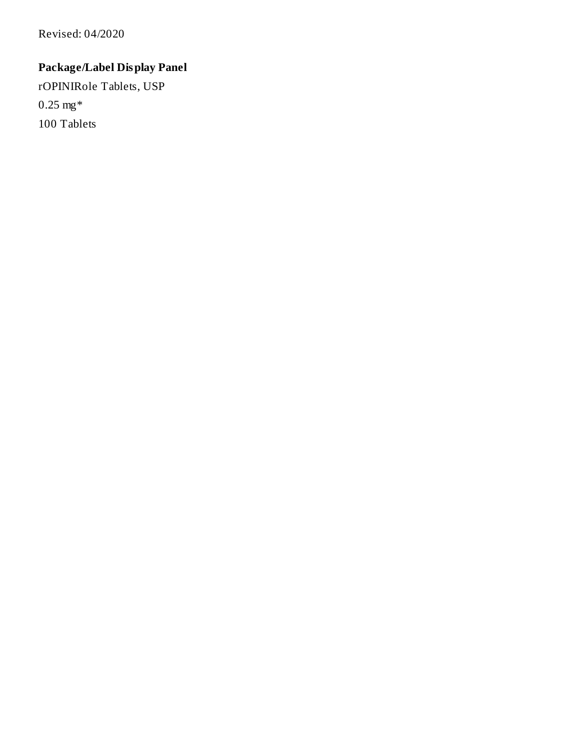Revised: 04/2020

**Package/Label Display Panel**

rOPINIRole Tablets, USP

0.25 mg*

100 Tablets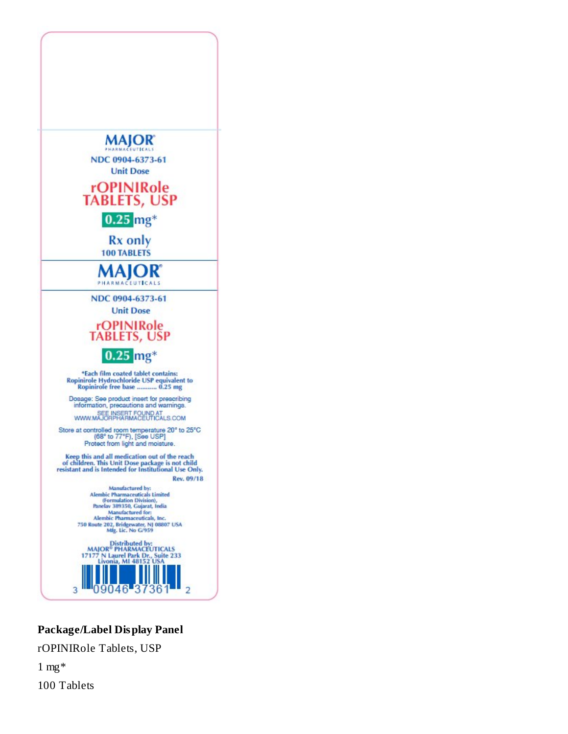MAJOR®
PHARMACEUTICALS

NDC 0904-6373-61

Unit Dose

rOPINIRole TABLETS, USP

0.25 mg*

Rx only

100 TABLETS

MAJOR®
PHARMACEUTICALS

NDC 0904-6373-61

Unit Dose

rOPINIRole TABLETS, USP

0.25 mg*

*Each film coated tablet contains:
Ropinirole Hydrochloride USP equivalent to
Ropinirole free base ........... 0.25 mg

Dosage: See product insert for prescribing information, precautions and warnings.

SEE INSERT FOUND AT
WWW.MAJORPHARMACEUTICALS.COM

Store at controlled room temperature 20° to 25°C (68° to 77°F). [See USP]
Protect from light and moisture.

Keep this and all medication out of the reach of children. This Unit Dose package is not child resistant and is Intended for Institutional Use Only.

Rev. 09/18

Manufactured by:
Alembic Pharmaceuticals Limited
(Formulation Division),
Panelav 389350, Gujarat, India
Manufactured for:
Alembic Pharmaceuticals, Inc.
750 Route 202, Bridgewater, NJ 08807 USA
Mfg. Lic. No G/959

Distributed by:
MAJOR® PHARMACEUTICALS
17177 N Laurel Park Dr., Suite 233
Livonia, MI 48152 USA

3 09046 37361 2

**Package/Label Display Panel**

rOPINIRole Tablets, USP

1 mg*

100 Tablets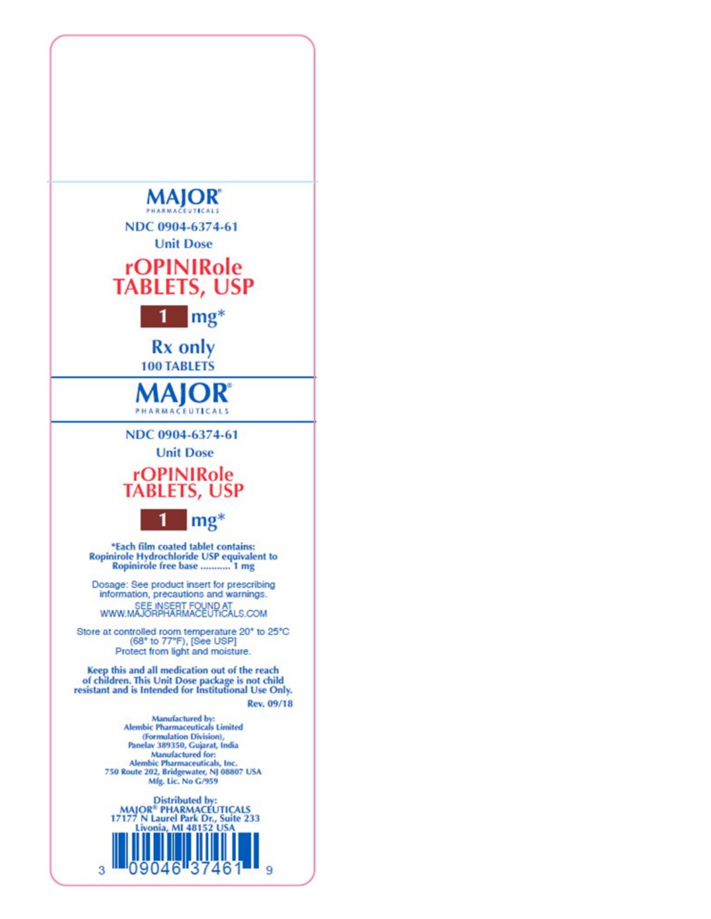MAJOR® PHARMACEUTICALS

NDC 0904-6374-61

Unit Dose

**rOPINIRole TABLETS, USP**

**1 mg***

**Rx only**

**100 TABLETS**

MAJOR® PHARMACEUTICALS

NDC 0904-6374-61

Unit Dose

**rOPINIRole TABLETS, USP**

**1 mg***

***Each film coated tablet contains: Ropinirole Hydrochloride USP equivalent to Ropinirole free base .......... 1 mg**

Dosage: See product insert for prescribing information, precautions and warnings.

SEE INSERT FOUND AT WWW.MAJORPHARMACEUTICALS.COM

Store at controlled room temperature 20° to 25°C (68° to 77°F), [See USP] Protect from light and moisture.

**Keep this and all medication out of the reach of children. This Unit Dose package is not child resistant and is Intended for Institutional Use Only.**

**Rev. 09/18**

Manufactured by:
Alembic Pharmaceuticals Limited
(Formulation Division),
Panelav 389350, Gujarat, India
Manufactured for:
Alembic Pharmaceuticals, Inc.
750 Route 202, Bridgewater, NJ 08807 USA
Mfg. Lic. No G/959

Distributed by:
MAJOR® PHARMACEUTICALS
17177 N Laurel Park Dr., Suite 233
Livonia, MI 48152 USA

3 09046 37461 9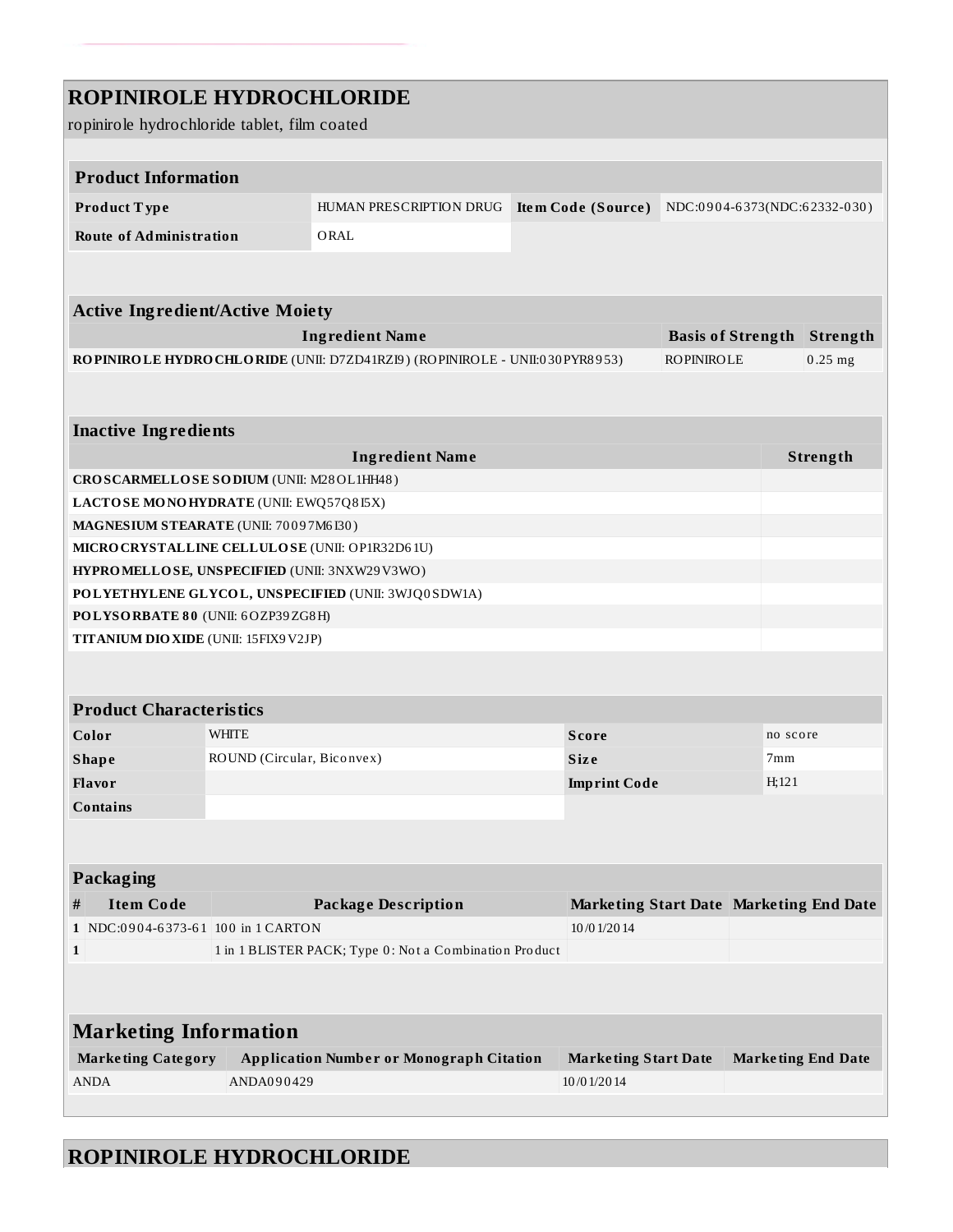# ROPINIROLE HYDROCHLORIDE

ropinirole hydrochloride tablet, film coated

| Product Information | | | |
|---|---|---|---|
| **Product Type** | HUMAN PRESCRIPTION DRUG | **Item Code (Source)** | NDC:0904-6373(NDC:62332-030) |
| **Route of Administration** | ORAL | | |

| Active Ingredient/Active Moiety | | |
|---|---|---|
| **Ingredient Name** | **Basis of Strength** | **Strength** |
| **ROPINIROLE HYDROCHLORIDE** (UNII: D7ZD41RZI9) (ROPINIROLE - UNII:030PYR8953) | ROPINIROLE | 0.25 mg |

| Inactive Ingredients | |
|---|---|
| **Ingredient Name** | **Strength** |
| **CROSCARMELLOSE SODIUM** (UNII: M28OL1HH48) | |
| **LACTOSE MONOHYDRATE** (UNII: EWQ57Q8I5X) | |
| **MAGNESIUM STEARATE** (UNII: 70097M6I30) | |
| **MICROCRYSTALLINE CELLULOSE** (UNII: OP1R32D61U) | |
| **HYPROMELLOSE, UNSPECIFIED** (UNII: 3NXW29V3WO) | |
| **POLYETHYLENE GLYCOL, UNSPECIFIED** (UNII: 3WJQ0SDW1A) | |
| **POLYSORBATE 80** (UNII: 6OZP39ZG8H) | |
| **TITANIUM DIOXIDE** (UNII: 15FIX9V2JP) | |

| Product Characteristics | | | |
|---|---|---|---|
| **Color** | WHITE | **Score** | no score |
| **Shape** | ROUND (Circular, Biconvex) | **Size** | 7mm |
| **Flavor** | | **Imprint Code** | H;121 |
| **Contains** | | | |

| Packaging | | | | |
|---|---|---|---|---|
| **#** | **Item Code** | **Package Description** | **Marketing Start Date** | **Marketing End Date** |
| 1 | NDC:0904-6373-61 | 100 in 1 CARTON | 10/01/2014 | |
| 1 | | 1 in 1 BLISTER PACK; Type 0: Not a Combination Product | | |

| Marketing Information | | | |
|---|---|---|---|
| **Marketing Category** | **Application Number or Monograph Citation** | **Marketing Start Date** | **Marketing End Date** |
| ANDA | ANDA090429 | 10/01/2014 | |

# ROPINIROLE HYDROCHLORIDE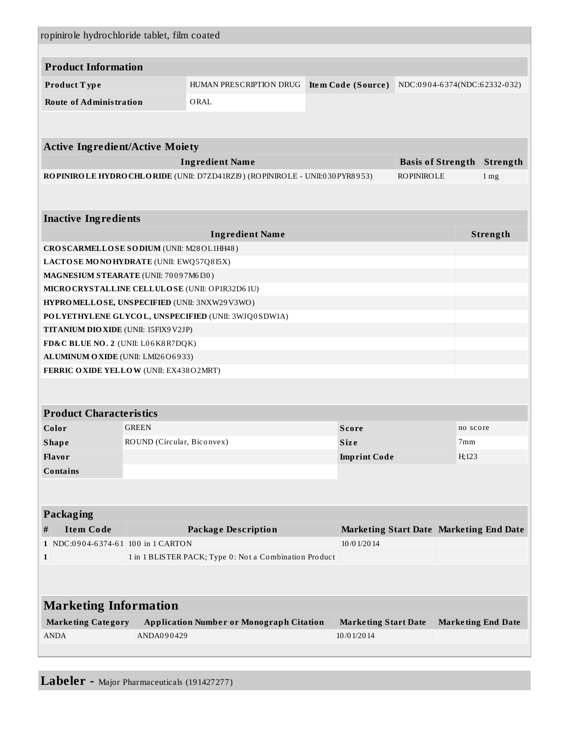ropinirole hydrochloride tablet, film coated

| Product Information | | | |
|---|---|---|---|
| **Product Type** | HUMAN PRESCRIPTION DRUG | **Item Code (Source)** | NDC:0904-6374(NDC:62332-032) |
| **Route of Administration** | ORAL | | |

| Active Ingredient/Active Moiety | | |
|---|---|---|
| **Ingredient Name** | **Basis of Strength** | **Strength** |
| **ROPINIROLE HYDROCHLORIDE** (UNII: D7ZD41RZI9) (ROPINIROLE - UNII:030PYR8953) | ROPINIROLE | 1 mg |

| Inactive Ingredients | |
|---|---|
| **Ingredient Name** | **Strength** |
| **CROSCARMELLOSE SODIUM** (UNII: M28OL1HH48) | |
| **LACTOSE MONOHYDRATE** (UNII: EWQ57Q8I5X) | |
| **MAGNESIUM STEARATE** (UNII: 70097M6I30) | |
| **MICROCRYSTALLINE CELLULOSE** (UNII: OP1R32D61U) | |
| **HYPROMELLOSE, UNSPECIFIED** (UNII: 3NXW29V3WO) | |
| **POLYETHYLENE GLYCOL, UNSPECIFIED** (UNII: 3WJQ0SDW1A) | |
| **TITANIUM DIOXIDE** (UNII: 15FIX9V2JP) | |
| **FD&C BLUE NO. 2** (UNII: L06K8R7DQK) | |
| **ALUMINUM OXIDE** (UNII: LMI26O6933) | |
| **FERRIC OXIDE YELLOW** (UNII: EX438O2MRT) | |

| Product Characteristics | | | |
|---|---|---|---|
| **Color** | GREEN | **Score** | no score |
| **Shape** | ROUND (Circular, Biconvex) | **Size** | 7mm |
| **Flavor** | | **Imprint Code** | H;123 |
| **Contains** | | | |

| Packaging | | | | |
|---|---|---|---|---|
| **#** | **Item Code** | **Package Description** | **Marketing Start Date** | **Marketing End Date** |
| 1 | NDC:0904-6374-61 | 100 in 1 CARTON | 10/01/2014 | |
| 1 | | 1 in 1 BLISTER PACK; Type 0: Not a Combination Product | | |

| Marketing Information | | | |
|---|---|---|---|
| **Marketing Category** | **Application Number or Monograph Citation** | **Marketing Start Date** | **Marketing End Date** |
| ANDA | ANDA090429 | 10/01/2014 | |

**Labeler -** Major Pharmaceuticals (191427277)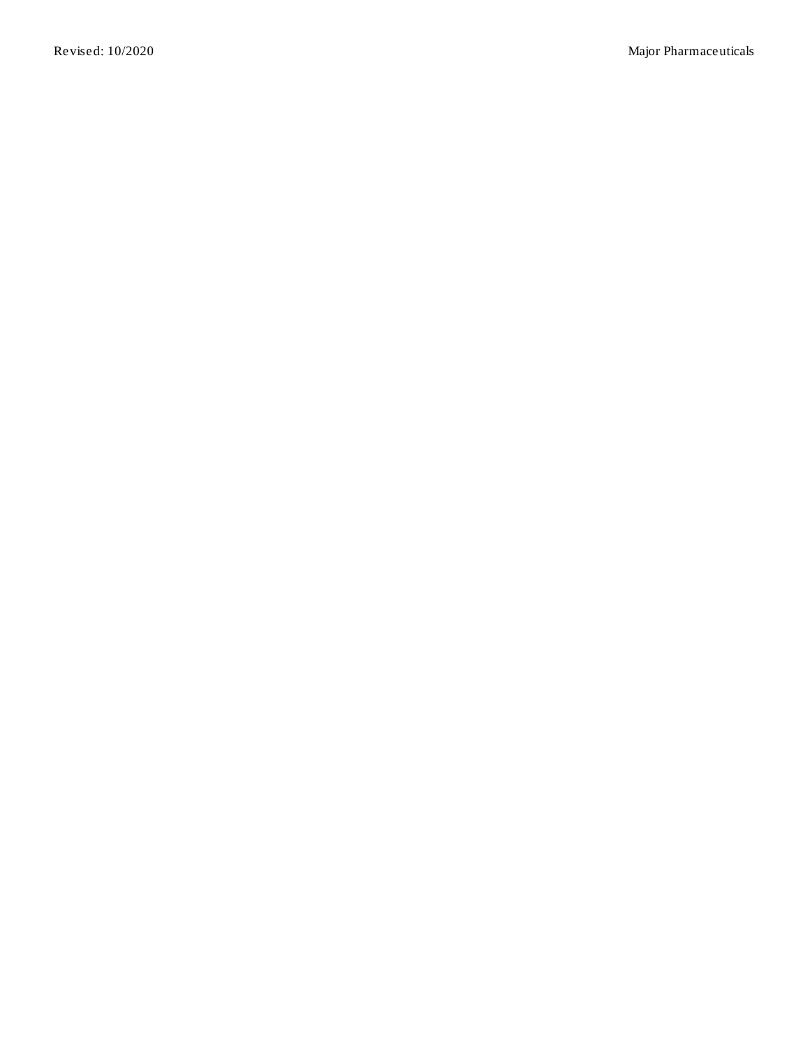Revised: 10/2020 Major Pharmaceuticals